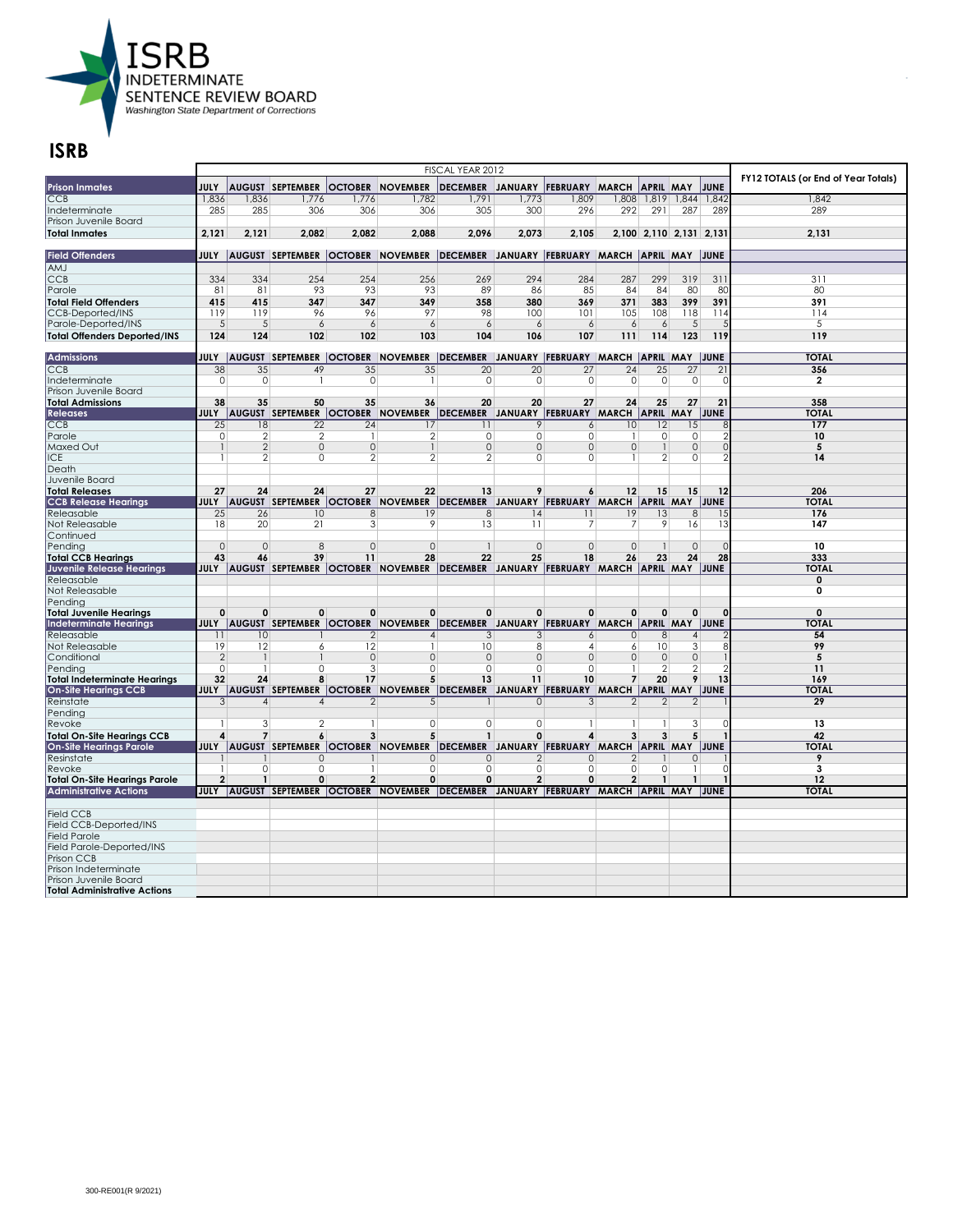ISRB
INDETERMINATE
SENTENCE REVIEW BOARD
Washington State Department of Corrections

# ISRB

| | FISCAL YEAR 2012 | | | | | | | | | | | | FY12 TOTALS (or End of Year Totals) |
|---|---|---|---|---|---|---|---|---|---|---|---|---|---|
| **Prison Inmates** | JULY | AUGUST | SEPTEMBER | OCTOBER | NOVEMBER | DECEMBER | JANUARY | FEBRUARY | MARCH | APRIL | MAY | JUNE | |
| CCB | 1,836 | 1,836 | 1,776 | 1,776 | 1,782 | 1,791 | 1,773 | 1,809 | 1,808 | 1,819 | 1,844 | 1,842 | 1,842 |
| Indeterminate | 285 | 285 | 306 | 306 | 306 | 305 | 300 | 296 | 292 | 291 | 287 | 289 | 289 |
| Prison Juvenile Board | | | | | | | | | | | | | |
| **Total Inmates** | **2,121** | **2,121** | **2,082** | **2,082** | **2,088** | **2,096** | **2,073** | **2,105** | **2,100** | **2,110** | **2,131** | **2,131** | **2,131** |
| **Field Offenders** | JULY | AUGUST | SEPTEMBER | OCTOBER | NOVEMBER | DECEMBER | JANUARY | FEBRUARY | MARCH | APRIL | MAY | JUNE | |
| AMJ | | | | | | | | | | | | | |
| CCB | 334 | 334 | 254 | 254 | 256 | 269 | 294 | 284 | 287 | 299 | 319 | 311 | 311 |
| Parole | 81 | 81 | 93 | 93 | 93 | 89 | 86 | 85 | 84 | 84 | 80 | 80 | 80 |
| **Total Field Offenders** | **415** | **415** | **347** | **347** | **349** | **358** | **380** | **369** | **371** | **383** | **399** | **391** | **391** |
| CCB-Deported/INS | 119 | 119 | 96 | 96 | 97 | 98 | 100 | 101 | 105 | 108 | 118 | 114 | 114 |
| Parole-Deported/INS | 5 | 5 | 6 | 6 | 6 | 6 | 6 | 6 | 6 | 6 | 5 | 5 | 5 |
| **Total Offenders Deported/INS** | **124** | **124** | **102** | **102** | **103** | **104** | **106** | **107** | **111** | **114** | **123** | **119** | **119** |
| **Admissions** | JULY | AUGUST | SEPTEMBER | OCTOBER | NOVEMBER | DECEMBER | JANUARY | FEBRUARY | MARCH | APRIL | MAY | JUNE | **TOTAL** |
| CCB | 38 | 35 | 49 | 35 | 35 | 20 | 20 | 27 | 24 | 25 | 27 | 21 | **356** |
| Indeterminate | 0 | 0 | 1 | 0 | 1 | 0 | 0 | 0 | 0 | 0 | 0 | 0 | **2** |
| Prison Juvenile Board | | | | | | | | | | | | | |
| **Total Admissions** | **38** | **35** | **50** | **35** | **36** | **20** | **20** | **27** | **24** | **25** | **27** | **21** | **358** |
| **Releases** | JULY | AUGUST | SEPTEMBER | OCTOBER | NOVEMBER | DECEMBER | JANUARY | FEBRUARY | MARCH | APRIL | MAY | JUNE | **TOTAL** |
| CCB | 25 | 18 | 22 | 24 | 17 | 11 | 9 | 6 | 10 | 12 | 15 | 8 | **177** |
| Parole | 0 | 2 | 2 | 1 | 2 | 0 | 0 | 0 | 1 | 0 | 0 | 2 | **10** |
| Maxed Out | 1 | 2 | 0 | 0 | 1 | 0 | 0 | 0 | 0 | 1 | 0 | 0 | **5** |
| ICE | 1 | 2 | 0 | 2 | 2 | 2 | 0 | 0 | 1 | 2 | 0 | 2 | **14** |
| Death | | | | | | | | | | | | | |
| Juvenile Board | | | | | | | | | | | | | |
| **Total Releases** | **27** | **24** | **24** | **27** | **22** | **13** | **9** | **6** | **12** | **15** | **15** | **12** | **206** |
| **CCB Release Hearings** | JULY | AUGUST | SEPTEMBER | OCTOBER | NOVEMBER | DECEMBER | JANUARY | FEBRUARY | MARCH | APRIL | MAY | JUNE | **TOTAL** |
| Releasable | 25 | 26 | 10 | 8 | 19 | 8 | 14 | 11 | 19 | 13 | 8 | 15 | **176** |
| Not Releasable | 18 | 20 | 21 | 3 | 9 | 13 | 11 | 7 | 7 | 9 | 16 | 13 | **147** |
| Continued | | | | | | | | | | | | | |
| Pending | 0 | 0 | 8 | 0 | 0 | 1 | 0 | 0 | 0 | 1 | 0 | 0 | **10** |
| **Total CCB Hearings** | **43** | **46** | **39** | **11** | **28** | **22** | **25** | **18** | **26** | **23** | **24** | **28** | **333** |
| **Juvenile Release Hearings** | JULY | AUGUST | SEPTEMBER | OCTOBER | NOVEMBER | DECEMBER | JANUARY | FEBRUARY | MARCH | APRIL | MAY | JUNE | **TOTAL** |
| Releasable | | | | | | | | | | | | | **0** |
| Not Releasable | | | | | | | | | | | | | **0** |
| Pending | | | | | | | | | | | | | |
| **Total Juvenile Hearings** | **0** | **0** | **0** | **0** | **0** | **0** | **0** | **0** | **0** | **0** | **0** | **0** | **0** |
| **Indeterminate Hearings** | JULY | AUGUST | SEPTEMBER | OCTOBER | NOVEMBER | DECEMBER | JANUARY | FEBRUARY | MARCH | APRIL | MAY | JUNE | **TOTAL** |
| Releasable | 11 | 10 | 1 | 2 | 4 | 3 | 3 | 6 | 0 | 8 | 4 | 2 | **54** |
| Not Releasable | 19 | 12 | 6 | 12 | 1 | 10 | 8 | 4 | 6 | 10 | 3 | 8 | **99** |
| Conditional | 2 | 1 | 1 | 0 | 0 | 0 | 0 | 0 | 0 | 0 | 0 | 1 | **5** |
| Pending | 0 | 1 | 0 | 3 | 0 | 0 | 0 | 0 | 1 | 2 | 2 | 2 | **11** |
| **Total Indeterminate Hearings** | **32** | **24** | **8** | **17** | **5** | **13** | **11** | **10** | **7** | **20** | **9** | **13** | **169** |
| **On-Site Hearings CCB** | JULY | AUGUST | SEPTEMBER | OCTOBER | NOVEMBER | DECEMBER | JANUARY | FEBRUARY | MARCH | APRIL | MAY | JUNE | **TOTAL** |
| Reinstate | 3 | 4 | 4 | 2 | 5 | 1 | 0 | 3 | 2 | 2 | 2 | 1 | **29** |
| Pending | | | | | | | | | | | | | |
| Revoke | 1 | 3 | 2 | 1 | 0 | 0 | 0 | 1 | 1 | 1 | 3 | 0 | **13** |
| **Total On-Site Hearings CCB** | **4** | **7** | **6** | **3** | **5** | **1** | **0** | **4** | **3** | **3** | **5** | **1** | **42** |
| **On-Site Hearings Parole** | JULY | AUGUST | SEPTEMBER | OCTOBER | NOVEMBER | DECEMBER | JANUARY | FEBRUARY | MARCH | APRIL | MAY | JUNE | **TOTAL** |
| Resinstate | 1 | 1 | 0 | 1 | 0 | 0 | 2 | 0 | 2 | 1 | 0 | 1 | **9** |
| Revoke | 1 | 0 | 0 | 1 | 0 | 0 | 0 | 0 | 0 | 0 | 1 | 0 | **3** |
| **Total On-Site Hearings Parole** | **2** | **1** | **0** | **2** | **0** | **0** | **2** | **0** | **2** | **1** | **1** | **1** | **12** |
| **Administrative Actions** | JULY | AUGUST | SEPTEMBER | OCTOBER | NOVEMBER | DECEMBER | JANUARY | FEBRUARY | MARCH | APRIL | MAY | JUNE | **TOTAL** |
| Field CCB | | | | | | | | | | | | | |
| Field CCB-Deported/INS | | | | | | | | | | | | | |
| Field Parole | | | | | | | | | | | | | |
| Field Parole-Deported/INS | | | | | | | | | | | | | |
| Prison CCB | | | | | | | | | | | | | |
| Prison Indeterminate | | | | | | | | | | | | | |
| Prison Juvenile Board | | | | | | | | | | | | | |
| **Total Administrative Actions** | | | | | | | | | | | | | |

300-RE001(R 9/2021)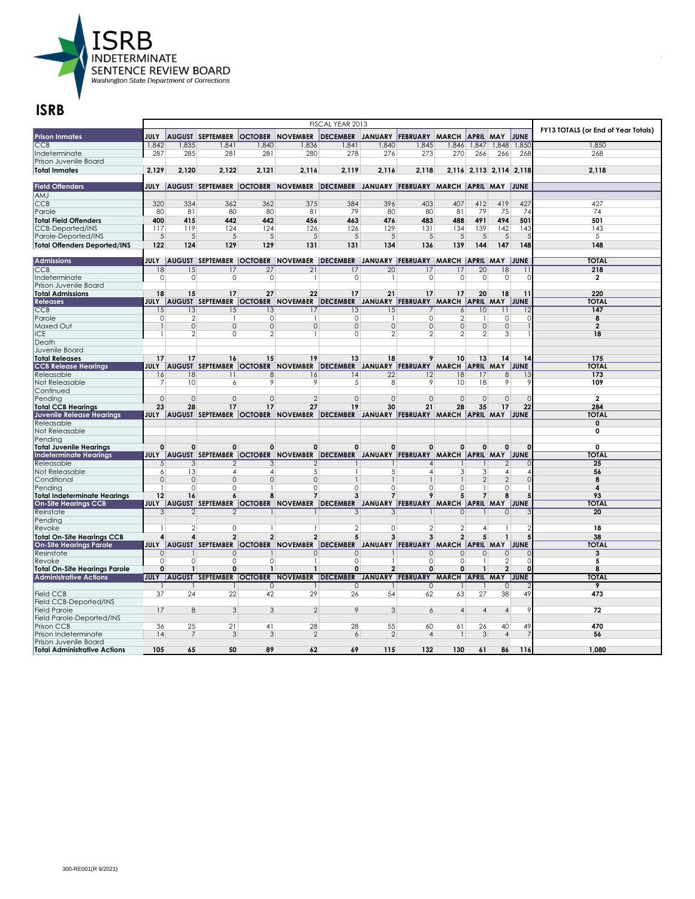ISRB
INDETERMINATE
SENTENCE REVIEW BOARD
Washington State Department of Corrections

## ISRB

| | FISCAL YEAR 2013 | | | | | | | | | | | | FY13 TOTALS (or End of Year Totals) |
|---|---|---|---|---|---|---|---|---|---|---|---|---|---|
| **Prison Inmates** | JULY | AUGUST | SEPTEMBER | OCTOBER | NOVEMBER | DECEMBER | JANUARY | FEBRUARY | MARCH | APRIL | MAY | JUNE | |
| CCB | 1,842 | 1,835 | 1,841 | 1,840 | 1,836 | 1,841 | 1,840 | 1,845 | 1,846 | 1,847 | 1,848 | 1,850 | 1,850 |
| Indeterminate | 287 | 285 | 281 | 281 | 280 | 278 | 276 | 273 | 270 | 266 | 266 | 268 | 268 |
| Prison Juvenile Board | | | | | | | | | | | | | |
| **Total Inmates** | **2,129** | **2,120** | **2,122** | **2,121** | **2,116** | **2,119** | **2,116** | **2,118** | **2,116** | **2,113** | **2,114** | **2,118** | **2,118** |
| **Field Offenders** | JULY | AUGUST | SEPTEMBER | OCTOBER | NOVEMBER | DECEMBER | JANUARY | FEBRUARY | MARCH | APRIL | MAY | JUNE | |
| AMJ | | | | | | | | | | | | | |
| CCB | 320 | 334 | 362 | 362 | 375 | 384 | 396 | 403 | 407 | 412 | 419 | 427 | 427 |
| Parole | 80 | 81 | 80 | 80 | 81 | 79 | 80 | 80 | 81 | 79 | 75 | 74 | 74 |
| **Total Field Offenders** | **400** | **415** | **442** | **442** | **456** | **463** | **476** | **483** | **488** | **491** | **494** | **501** | **501** |
| CCB-Deported/INS | 117 | 119 | 124 | 124 | 126 | 126 | 129 | 131 | 134 | 139 | 142 | 143 | 143 |
| Parole-Deported/INS | 5 | 5 | 5 | 5 | 5 | 5 | 5 | 5 | 5 | 5 | 5 | 5 | 5 |
| **Total Offenders Deported/INS** | **122** | **124** | **129** | **129** | **131** | **131** | **134** | **136** | **139** | **144** | **147** | **148** | **148** |
| **Admissions** | JULY | AUGUST | SEPTEMBER | OCTOBER | NOVEMBER | DECEMBER | JANUARY | FEBRUARY | MARCH | APRIL | MAY | JUNE | **TOTAL** |
| CCB | 18 | 15 | 17 | 27 | 21 | 17 | 20 | 17 | 17 | 20 | 18 | 11 | **218** |
| Indeterminate | 0 | 0 | 0 | 0 | 1 | 0 | 1 | 0 | 0 | 0 | 0 | 0 | **2** |
| Prison Juvenile Board | | | | | | | | | | | | | |
| **Total Admissions** | **18** | **15** | **17** | **27** | **22** | **17** | **21** | **17** | **17** | **20** | **18** | **11** | **220** |
| **Releases** | JULY | AUGUST | SEPTEMBER | OCTOBER | NOVEMBER | DECEMBER | JANUARY | FEBRUARY | MARCH | APRIL | MAY | JUNE | **TOTAL** |
| CCB | 15 | 13 | 15 | 13 | 17 | 13 | 15 | 7 | 6 | 10 | 11 | 12 | **147** |
| Parole | 0 | 2 | 1 | 0 | 1 | 0 | 1 | 0 | 2 | 1 | 0 | 0 | **8** |
| Maxed Out | 1 | 0 | 0 | 0 | 0 | 0 | 0 | 0 | 0 | 0 | 0 | 1 | **2** |
| ICE | 1 | 2 | 0 | 2 | 1 | 0 | 2 | 2 | 2 | 2 | 3 | 1 | **18** |
| Death | | | | | | | | | | | | | |
| Juvenile Board | | | | | | | | | | | | | |
| **Total Releases** | **17** | **17** | **16** | **15** | **19** | **13** | **18** | **9** | **10** | **13** | **14** | **14** | **175** |
| **CCB Release Hearings** | JULY | AUGUST | SEPTEMBER | OCTOBER | NOVEMBER | DECEMBER | JANUARY | FEBRUARY | MARCH | APRIL | MAY | JUNE | **TOTAL** |
| Releasable | 16 | 18 | 11 | 8 | 16 | 14 | 22 | 12 | 18 | 17 | 8 | 13 | **173** |
| Not Releasable | 7 | 10 | 6 | 9 | 9 | 5 | 8 | 9 | 10 | 18 | 9 | 9 | **109** |
| Continued | | | | | | | | | | | | | |
| Pending | 0 | 0 | 0 | 0 | 2 | 0 | 0 | 0 | 0 | 0 | 0 | 0 | **2** |
| **Total CCB Hearings** | **23** | **28** | **17** | **17** | **27** | **19** | **30** | **21** | **28** | **35** | **17** | **22** | **284** |
| **Juvenile Release Hearings** | JULY | AUGUST | SEPTEMBER | OCTOBER | NOVEMBER | DECEMBER | JANUARY | FEBRUARY | MARCH | APRIL | MAY | JUNE | **TOTAL** |
| Releasable | | | | | | | | | | | | | **0** |
| Not Releasable | | | | | | | | | | | | | **0** |
| Pending | | | | | | | | | | | | | |
| **Total Juvenile Hearings** | **0** | **0** | **0** | **0** | **0** | **0** | **0** | **0** | **0** | **0** | **0** | **0** | **0** |
| **Indeterminate Hearings** | JULY | AUGUST | SEPTEMBER | OCTOBER | NOVEMBER | DECEMBER | JANUARY | FEBRUARY | MARCH | APRIL | MAY | JUNE | **TOTAL** |
| Releasable | 5 | 3 | 2 | 3 | 2 | 1 | 1 | 4 | 1 | 1 | 2 | 0 | **25** |
| Not Releasable | 6 | 13 | 4 | 4 | 5 | 1 | 5 | 4 | 3 | 3 | 4 | 4 | **56** |
| Conditional | 0 | 0 | 0 | 0 | 0 | 1 | 1 | 1 | 1 | 2 | 2 | 0 | **8** |
| Pending | 1 | 0 | 0 | 1 | 0 | 0 | 0 | 0 | 0 | 1 | 0 | 1 | **4** |
| **Total Indeterminate Hearings** | **12** | **16** | **6** | **8** | **7** | **3** | **7** | **9** | **5** | **7** | **8** | **5** | **93** |
| **On-Site Hearings CCB** | JULY | AUGUST | SEPTEMBER | OCTOBER | NOVEMBER | DECEMBER | JANUARY | FEBRUARY | MARCH | APRIL | MAY | JUNE | **TOTAL** |
| Reinstate | 3 | 2 | 2 | 1 | 1 | 3 | 3 | 1 | 0 | 1 | 0 | 3 | **20** |
| Pending | | | | | | | | | | | | | |
| Revoke | 1 | 2 | 0 | 1 | 1 | 2 | 0 | 2 | 2 | 4 | 1 | 2 | **18** |
| **Total On-Site Hearings CCB** | **4** | **4** | **2** | **2** | **2** | **5** | **3** | **3** | **2** | **5** | **1** | **5** | **38** |
| **On-Site Hearings Parole** | JULY | AUGUST | SEPTEMBER | OCTOBER | NOVEMBER | DECEMBER | JANUARY | FEBRUARY | MARCH | APRIL | MAY | JUNE | **TOTAL** |
| Reinstate | 0 | 1 | 0 | 1 | 0 | 0 | 1 | 0 | 0 | 0 | 0 | 0 | **3** |
| Revoke | 0 | 0 | 0 | 0 | 1 | 0 | 1 | 0 | 0 | 1 | 2 | 0 | **5** |
| **Total On-Site Hearings Parole** | **0** | **1** | **0** | **1** | **1** | **0** | **2** | **0** | **0** | **1** | **2** | **0** | **8** |
| **Administrative Actions** | JULY | AUGUST | SEPTEMBER | OCTOBER | NOVEMBER | DECEMBER | JANUARY | FEBRUARY | MARCH | APRIL | MAY | JUNE | **TOTAL** |
| | 1 | 1 | 1 | 0 | 1 | 0 | 1 | 0 | 1 | 1 | 0 | 2 | **9** |
| Field CCB | 37 | 24 | 22 | 42 | 29 | 26 | 54 | 62 | 63 | 27 | 38 | 49 | **473** |
| Field CCB-Deported/INS | | | | | | | | | | | | | |
| Field Parole | 17 | 8 | 3 | 3 | 2 | 9 | 3 | 6 | 4 | 4 | 4 | 9 | **72** |
| Field Parole-Deported/INS | | | | | | | | | | | | | |
| Prison CCB | 36 | 25 | 21 | 41 | 28 | 28 | 55 | 60 | 61 | 26 | 40 | 49 | **470** |
| Prison Indeterminate | 14 | 7 | 3 | 3 | 2 | 6 | 2 | 4 | 1 | 3 | 4 | 7 | **56** |
| Prison Juvenile Board | | | | | | | | | | | | | |
| **Total Administrative Actions** | **105** | **65** | **50** | **89** | **62** | **69** | **115** | **132** | **130** | **61** | **86** | **116** | **1,080** |

300-RE001(R 9/2021)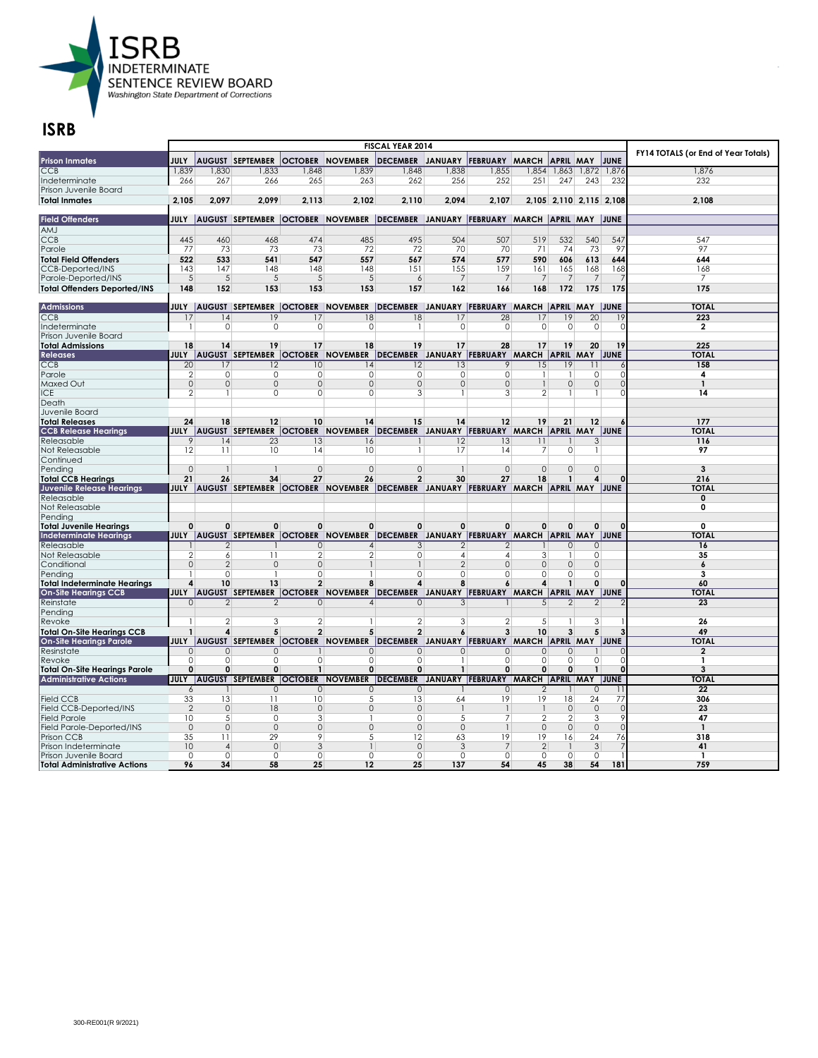ISRB
INDETERMINATE
SENTENCE REVIEW BOARD
Washington State Department of Corrections

# ISRB

| | FISCAL YEAR 2014 | | | | | | | | | | | | FY14 TOTALS (or End of Year Totals) |
|---|---|---|---|---|---|---|---|---|---|---|---|---|---|
| **Prison Inmates** | JULY | AUGUST | SEPTEMBER | OCTOBER | NOVEMBER | DECEMBER | JANUARY | FEBRUARY | MARCH | APRIL | MAY | JUNE | |
| CCB | 1,839 | 1,830 | 1,833 | 1,848 | 1,839 | 1,848 | 1,838 | 1,855 | 1,854 | 1,863 | 1,872 | 1,876 | 1,876 |
| Indeterminate | 266 | 267 | 266 | 265 | 263 | 262 | 256 | 252 | 251 | 247 | 243 | 232 | 232 |
| Prison Juvenile Board | | | | | | | | | | | | | |
| **Total Inmates** | **2,105** | **2,097** | **2,099** | **2,113** | **2,102** | **2,110** | **2,094** | **2,107** | **2,105** | **2,110** | **2,115** | **2,108** | **2,108** |
| **Field Offenders** | JULY | AUGUST | SEPTEMBER | OCTOBER | NOVEMBER | DECEMBER | JANUARY | FEBRUARY | MARCH | APRIL | MAY | JUNE | |
| AMJ | | | | | | | | | | | | | |
| CCB | 445 | 460 | 468 | 474 | 485 | 495 | 504 | 507 | 519 | 532 | 540 | 547 | 547 |
| Parole | 77 | 73 | 73 | 73 | 72 | 72 | 70 | 70 | 71 | 74 | 73 | 97 | 97 |
| **Total Field Offenders** | **522** | **533** | **541** | **547** | **557** | **567** | **574** | **577** | **590** | **606** | **613** | **644** | **644** |
| CCB-Deported/INS | 143 | 147 | 148 | 148 | 148 | 151 | 155 | 159 | 161 | 165 | 168 | 168 | 168 |
| Parole-Deported/INS | 5 | 5 | 5 | 5 | 5 | 6 | 7 | 7 | 7 | 7 | 7 | 7 | 7 |
| **Total Offenders Deported/INS** | **148** | **152** | **153** | **153** | **153** | **157** | **162** | **166** | **168** | **172** | **175** | **175** | **175** |
| **Admissions** | JULY | AUGUST | SEPTEMBER | OCTOBER | NOVEMBER | DECEMBER | JANUARY | FEBRUARY | MARCH | APRIL | MAY | JUNE | **TOTAL** |
| CCB | 17 | 14 | 19 | 17 | 18 | 18 | 17 | 28 | 17 | 19 | 20 | 19 | **223** |
| Indeterminate | 1 | 0 | 0 | 0 | 0 | 1 | 0 | 0 | 0 | 0 | 0 | 0 | **2** |
| Prison Juvenile Board | | | | | | | | | | | | | |
| **Total Admissions** | **18** | **14** | **19** | **17** | **18** | **19** | **17** | **28** | **17** | **19** | **20** | **19** | **225** |
| **Releases** | JULY | AUGUST | SEPTEMBER | OCTOBER | NOVEMBER | DECEMBER | JANUARY | FEBRUARY | MARCH | APRIL | MAY | JUNE | **TOTAL** |
| CCB | 20 | 17 | 12 | 10 | 14 | 12 | 13 | 9 | 15 | 19 | 11 | 6 | **158** |
| Parole | 2 | 0 | 0 | 0 | 0 | 0 | 0 | 0 | 1 | 1 | 0 | 0 | **4** |
| Maxed Out | 0 | 0 | 0 | 0 | 0 | 0 | 0 | 0 | 1 | 0 | 0 | 0 | **1** |
| ICE | 2 | 1 | 0 | 0 | 0 | 3 | 1 | 3 | 2 | 1 | 1 | 0 | **14** |
| Death | | | | | | | | | | | | | |
| Juvenile Board | | | | | | | | | | | | | |
| **Total Releases** | **24** | **18** | **12** | **10** | **14** | **15** | **14** | **12** | **19** | **21** | **12** | **6** | **177** |
| **CCB Release Hearings** | JULY | AUGUST | SEPTEMBER | OCTOBER | NOVEMBER | DECEMBER | JANUARY | FEBRUARY | MARCH | APRIL | MAY | JUNE | **TOTAL** |
| Releasable | 9 | 14 | 23 | 13 | 16 | 1 | 12 | 13 | 11 | 1 | 3 | | **116** |
| Not Releasable | 12 | 11 | 10 | 14 | 10 | 1 | 17 | 14 | 7 | 0 | 1 | | **97** |
| Continued | | | | | | | | | | | | | |
| Pending | 0 | 1 | 1 | 0 | 0 | 0 | 1 | 0 | 0 | 0 | 0 | | **3** |
| **Total CCB Hearings** | **21** | **26** | **34** | **27** | **26** | **2** | **30** | **27** | **18** | **1** | **4** | **0** | **216** |
| **Juvenile Release Hearings** | JULY | AUGUST | SEPTEMBER | OCTOBER | NOVEMBER | DECEMBER | JANUARY | FEBRUARY | MARCH | APRIL | MAY | JUNE | **TOTAL** |
| Releasable | | | | | | | | | | | | | **0** |
| Not Releasable | | | | | | | | | | | | | **0** |
| Pending | | | | | | | | | | | | | |
| **Total Juvenile Hearings** | **0** | **0** | **0** | **0** | **0** | **0** | **0** | **0** | **0** | **0** | **0** | **0** | **0** |
| **Indeterminate Hearings** | JULY | AUGUST | SEPTEMBER | OCTOBER | NOVEMBER | DECEMBER | JANUARY | FEBRUARY | MARCH | APRIL | MAY | JUNE | **TOTAL** |
| Releasable | 1 | 2 | 1 | 0 | 4 | 3 | 2 | 2 | 1 | 0 | 0 | | **16** |
| Not Releasable | 2 | 6 | 11 | 2 | 2 | 0 | 4 | 4 | 3 | 1 | 0 | | **35** |
| Conditional | 0 | 2 | 0 | 0 | 1 | 1 | 2 | 0 | 0 | 0 | 0 | | **6** |
| Pending | 1 | 0 | 1 | 0 | 1 | 0 | 0 | 0 | 0 | 0 | 0 | | **3** |
| **Total Indeterminate Hearings** | **4** | **10** | **13** | **2** | **8** | **4** | **8** | **6** | **4** | **1** | **0** | **0** | **60** |
| **On-Site Hearings CCB** | JULY | AUGUST | SEPTEMBER | OCTOBER | NOVEMBER | DECEMBER | JANUARY | FEBRUARY | MARCH | APRIL | MAY | JUNE | **TOTAL** |
| Reinstate | 0 | 2 | 2 | 0 | 4 | 0 | 3 | 1 | 5 | 2 | 2 | 2 | **23** |
| Pending | | | | | | | | | | | | | |
| Revoke | 1 | 2 | 3 | 2 | 1 | 2 | 3 | 2 | 5 | 1 | 3 | 1 | **26** |
| **Total On-Site Hearings CCB** | **1** | **4** | **5** | **2** | **5** | **2** | **6** | **3** | **10** | **3** | **5** | **3** | **49** |
| **On-Site Hearings Parole** | JULY | AUGUST | SEPTEMBER | OCTOBER | NOVEMBER | DECEMBER | JANUARY | FEBRUARY | MARCH | APRIL | MAY | JUNE | **TOTAL** |
| Reinstate | 0 | 0 | 0 | 1 | 0 | 0 | 0 | 0 | 0 | 0 | 1 | 0 | **2** |
| Revoke | 0 | 0 | 0 | 0 | 0 | 0 | 1 | 0 | 0 | 0 | 0 | 0 | **1** |
| **Total On-Site Hearings Parole** | **0** | **0** | **0** | **1** | **0** | **0** | **1** | **0** | **0** | **0** | **1** | **0** | **3** |
| **Administrative Actions** | JULY | AUGUST | SEPTEMBER | OCTOBER | NOVEMBER | DECEMBER | JANUARY | FEBRUARY | MARCH | APRIL | MAY | JUNE | **TOTAL** |
| | 6 | 1 | 0 | 0 | 0 | 0 | 1 | 0 | 2 | 1 | 0 | 11 | **22** |
| Field CCB | 33 | 13 | 11 | 10 | 5 | 13 | 64 | 19 | 19 | 18 | 24 | 77 | **306** |
| Field CCB-Deported/INS | 2 | 0 | 18 | 0 | 0 | 0 | 1 | 1 | 1 | 0 | 0 | 0 | **23** |
| Field Parole | 10 | 5 | 0 | 3 | 1 | 0 | 5 | 7 | 2 | 2 | 3 | 9 | **47** |
| Field Parole-Deported/INS | 0 | 0 | 0 | 0 | 0 | 0 | 0 | 1 | 0 | 0 | 0 | 0 | **1** |
| Prison CCB | 35 | 11 | 29 | 9 | 5 | 12 | 63 | 19 | 19 | 16 | 24 | 76 | **318** |
| Prison Indeterminate | 10 | 4 | 0 | 3 | 1 | 0 | 3 | 7 | 2 | 1 | 3 | 7 | **41** |
| Prison Juvenile Board | 0 | 0 | 0 | 0 | 0 | 0 | 0 | 0 | 0 | 0 | 0 | 1 | **1** |
| **Total Administrative Actions** | **96** | **34** | **58** | **25** | **12** | **25** | **137** | **54** | **45** | **38** | **54** | **181** | **759** |

300-RE001(R 9/2021)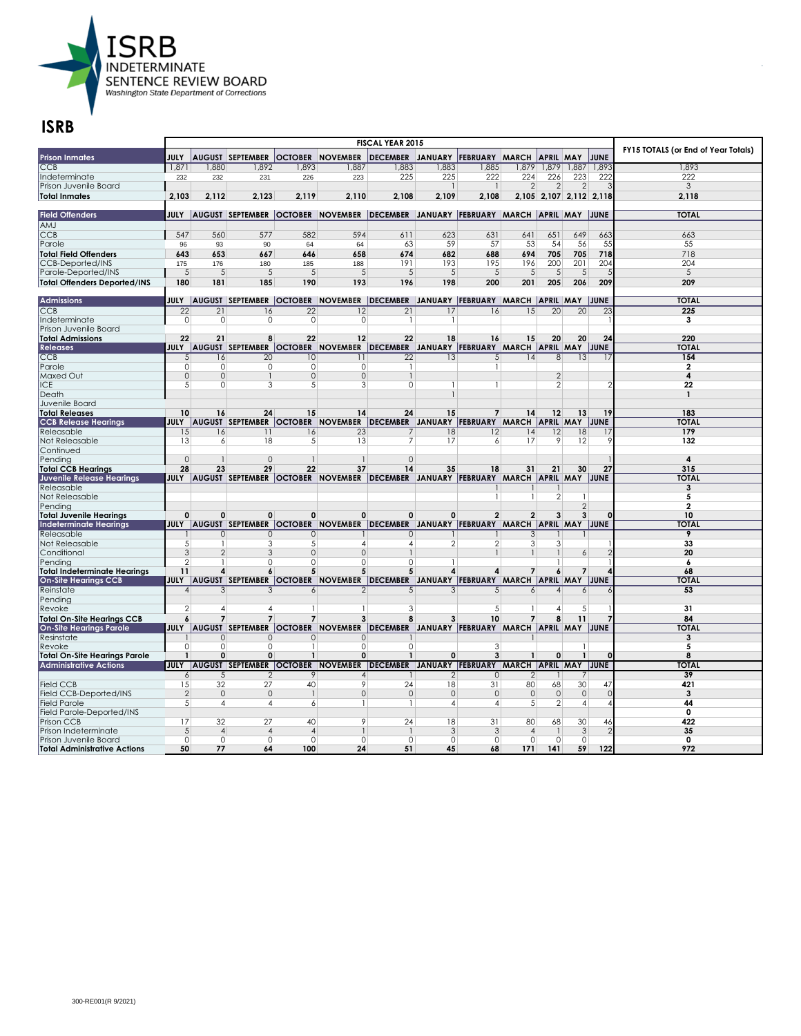ISRB
INDETERMINATE
SENTENCE REVIEW BOARD
Washington State Department of Corrections

# ISRB

| | FISCAL YEAR 2015 | | | | | | | | | | | | FY15 TOTALS (or End of Year Totals) |
|---|---|---|---|---|---|---|---|---|---|---|---|---|---|
| **Prison Inmates** | **JULY** | **AUGUST** | **SEPTEMBER** | **OCTOBER** | **NOVEMBER** | **DECEMBER** | **JANUARY** | **FEBRUARY** | **MARCH** | **APRIL** | **MAY** | **JUNE** | |
| CCB | 1,871 | 1,880 | 1,892 | 1,893 | 1,887 | 1,883 | 1,883 | 1,885 | 1,879 | 1,879 | 1,887 | 1,893 | 1,893 |
| Indeterminate | 232 | 232 | 231 | 226 | 223 | 225 | 225 | 222 | 224 | 226 | 223 | 222 | 222 |
| Prison Juvenile Board | | | | | | | 1 | 1 | 2 | 2 | 2 | 3 | 3 |
| **Total Inmates** | **2,103** | **2,112** | **2,123** | **2,119** | **2,110** | **2,108** | **2,109** | **2,108** | **2,105** | **2,107** | **2,112** | **2,118** | **2,118** |
| **Field Offenders** | **JULY** | **AUGUST** | **SEPTEMBER** | **OCTOBER** | **NOVEMBER** | **DECEMBER** | **JANUARY** | **FEBRUARY** | **MARCH** | **APRIL** | **MAY** | **JUNE** | **TOTAL** |
| AMJ | | | | | | | | | | | | | |
| CCB | 547 | 560 | 577 | 582 | 594 | 611 | 623 | 631 | 641 | 651 | 649 | 663 | 663 |
| Parole | 96 | 93 | 90 | 64 | 64 | 63 | 59 | 57 | 53 | 54 | 56 | 55 | 55 |
| **Total Field Offenders** | **643** | **653** | **667** | **646** | **658** | **674** | **682** | **688** | **694** | **705** | **705** | **718** | 718 |
| CCB-Deported/INS | 175 | 176 | 180 | 185 | 188 | 191 | 193 | 195 | 196 | 200 | 201 | 204 | 204 |
| Parole-Deported/INS | 5 | 5 | 5 | 5 | 5 | 5 | 5 | 5 | 5 | 5 | 5 | 5 | 5 |
| **Total Offenders Deported/INS** | **180** | **181** | **185** | **190** | **193** | **196** | **198** | **200** | **201** | **205** | **206** | **209** | **209** |
| **Admissions** | **JULY** | **AUGUST** | **SEPTEMBER** | **OCTOBER** | **NOVEMBER** | **DECEMBER** | **JANUARY** | **FEBRUARY** | **MARCH** | **APRIL** | **MAY** | **JUNE** | **TOTAL** |
| CCB | 22 | 21 | 16 | 22 | 12 | 21 | 17 | 16 | 15 | 20 | 20 | 23 | **225** |
| Indeterminate | 0 | 0 | 0 | 0 | 0 | 1 | 1 | | | | | 1 | **3** |
| Prison Juvenile Board | | | | | | | | | | | | | |
| **Total Admissions** | **22** | **21** | **8** | **22** | **12** | **22** | **18** | **16** | **15** | **20** | **20** | **24** | **220** |
| **Releases** | **JULY** | **AUGUST** | **SEPTEMBER** | **OCTOBER** | **NOVEMBER** | **DECEMBER** | **JANUARY** | **FEBRUARY** | **MARCH** | **APRIL** | **MAY** | **JUNE** | **TOTAL** |
| CCB | 5 | 16 | 20 | 10 | 11 | 22 | 13 | 5 | 14 | 8 | 13 | 17 | **154** |
| Parole | 0 | 0 | 0 | 0 | 0 | 1 | | 1 | | | | | **2** |
| Maxed Out | 0 | 0 | 1 | 0 | 0 | 1 | | | | 2 | | | **4** |
| ICE | 5 | 0 | 3 | 5 | 3 | 0 | 1 | 1 | | 2 | | 2 | **22** |
| Death | | | | | | | 1 | | | | | | **1** |
| Juvenile Board | | | | | | | | | | | | | |
| **Total Releases** | **10** | **16** | **24** | **15** | **14** | **24** | **15** | **7** | **14** | **12** | **13** | **19** | **183** |
| **CCB Release Hearings** | **JULY** | **AUGUST** | **SEPTEMBER** | **OCTOBER** | **NOVEMBER** | **DECEMBER** | **JANUARY** | **FEBRUARY** | **MARCH** | **APRIL** | **MAY** | **JUNE** | **TOTAL** |
| Releasable | 15 | 16 | 11 | 16 | 23 | 7 | 18 | 12 | 14 | 12 | 18 | 17 | **179** |
| Not Releasable | 13 | 6 | 18 | 5 | 13 | 7 | 17 | 6 | 17 | 9 | 12 | 9 | **132** |
| Continued | | | | | | | | | | | | | |
| Pending | 0 | 1 | 0 | 1 | 1 | 0 | | | | | | 1 | **4** |
| **Total CCB Hearings** | **28** | **23** | **29** | **22** | **37** | **14** | **35** | **18** | **31** | **21** | **30** | **27** | **315** |
| **Juvenile Release Hearings** | **JULY** | **AUGUST** | **SEPTEMBER** | **OCTOBER** | **NOVEMBER** | **DECEMBER** | **JANUARY** | **FEBRUARY** | **MARCH** | **APRIL** | **MAY** | **JUNE** | **TOTAL** |
| Releasable | | | | | | | | 1 | 1 | 1 | | | **3** |
| Not Releasable | | | | | | | | 1 | 1 | 2 | 1 | | **5** |
| Pending | | | | | | | | | | | 2 | | **2** |
| **Total Juvenile Hearings** | **0** | **0** | **0** | **0** | **0** | **0** | **0** | **2** | **2** | **3** | **3** | **0** | **10** |
| **Indeterminate Hearings** | **JULY** | **AUGUST** | **SEPTEMBER** | **OCTOBER** | **NOVEMBER** | **DECEMBER** | **JANUARY** | **FEBRUARY** | **MARCH** | **APRIL** | **MAY** | **JUNE** | **TOTAL** |
| Releasable | 1 | 0 | 0 | 0 | 1 | 0 | 1 | 1 | 3 | 1 | 1 | | **9** |
| Not Releasable | 5 | 1 | 3 | 5 | 4 | 4 | 2 | 2 | 3 | 3 | | 1 | **33** |
| Conditional | 3 | 2 | 3 | 0 | 0 | 1 | | 1 | 1 | 1 | 6 | 2 | **20** |
| Pending | 2 | 1 | 0 | 0 | 0 | 0 | 1 | | | 1 | | 1 | **6** |
| **Total Indeterminate Hearings** | **11** | **4** | **6** | **5** | **5** | **5** | **4** | **4** | **7** | **6** | **7** | **4** | **68** |
| **On-Site Hearings CCB** | **JULY** | **AUGUST** | **SEPTEMBER** | **OCTOBER** | **NOVEMBER** | **DECEMBER** | **JANUARY** | **FEBRUARY** | **MARCH** | **APRIL** | **MAY** | **JUNE** | **TOTAL** |
| Reinstate | 4 | 3 | 3 | 6 | 2 | 5 | 3 | 5 | 6 | 4 | 6 | 6 | **53** |
| Pending | | | | | | | | | | | | | |
| Revoke | 2 | 4 | 4 | 1 | 1 | 3 | | 5 | 1 | 4 | 5 | 1 | **31** |
| **Total On-Site Hearings CCB** | **6** | **7** | **7** | **7** | **3** | **8** | **3** | **10** | **7** | **8** | **11** | **7** | **84** |
| **On-Site Hearings Parole** | **JULY** | **AUGUST** | **SEPTEMBER** | **OCTOBER** | **NOVEMBER** | **DECEMBER** | **JANUARY** | **FEBRUARY** | **MARCH** | **APRIL** | **MAY** | **JUNE** | **TOTAL** |
| Resinstate | 1 | 0 | 0 | 0 | 0 | 1 | | | 1 | | | | **3** |
| Revoke | 0 | 0 | 0 | 1 | 0 | 0 | | 3 | | | 1 | | **5** |
| **Total On-Site Hearings Parole** | **1** | **0** | **0** | **1** | **0** | **1** | **0** | **3** | **1** | **0** | **1** | **0** | **8** |
| **Administrative Actions** | **JULY** | **AUGUST** | **SEPTEMBER** | **OCTOBER** | **NOVEMBER** | **DECEMBER** | **JANUARY** | **FEBRUARY** | **MARCH** | **APRIL** | **MAY** | **JUNE** | **TOTAL** |
| | 6 | 5 | 2 | 9 | 4 | 1 | 2 | 0 | 2 | 1 | 7 | | **39** |
| Field CCB | 15 | 32 | 27 | 40 | 9 | 24 | 18 | 31 | 80 | 68 | 30 | 47 | **421** |
| Field CCB-Deported/INS | 2 | 0 | 0 | 1 | 0 | 0 | 0 | 0 | 0 | 0 | 0 | 0 | **3** |
| Field Parole | 5 | 4 | 4 | 6 | 1 | 1 | 4 | 4 | 5 | 2 | 4 | 4 | **44** |
| Field Parole-Deported/INS | | | | | | | | | | | | | **0** |
| Prison CCB | 17 | 32 | 27 | 40 | 9 | 24 | 18 | 31 | 80 | 68 | 30 | 46 | **422** |
| Prison Indeterminate | 5 | 4 | 4 | 4 | 1 | 1 | 3 | 3 | 4 | 1 | 3 | 2 | **35** |
| Prison Juvenile Board | 0 | 0 | 0 | 0 | 0 | 0 | 0 | 0 | 0 | 0 | 0 | | **0** |
| **Total Administrative Actions** | **50** | **77** | **64** | **100** | **24** | **51** | **45** | **68** | **171** | **141** | **59** | **122** | **972** |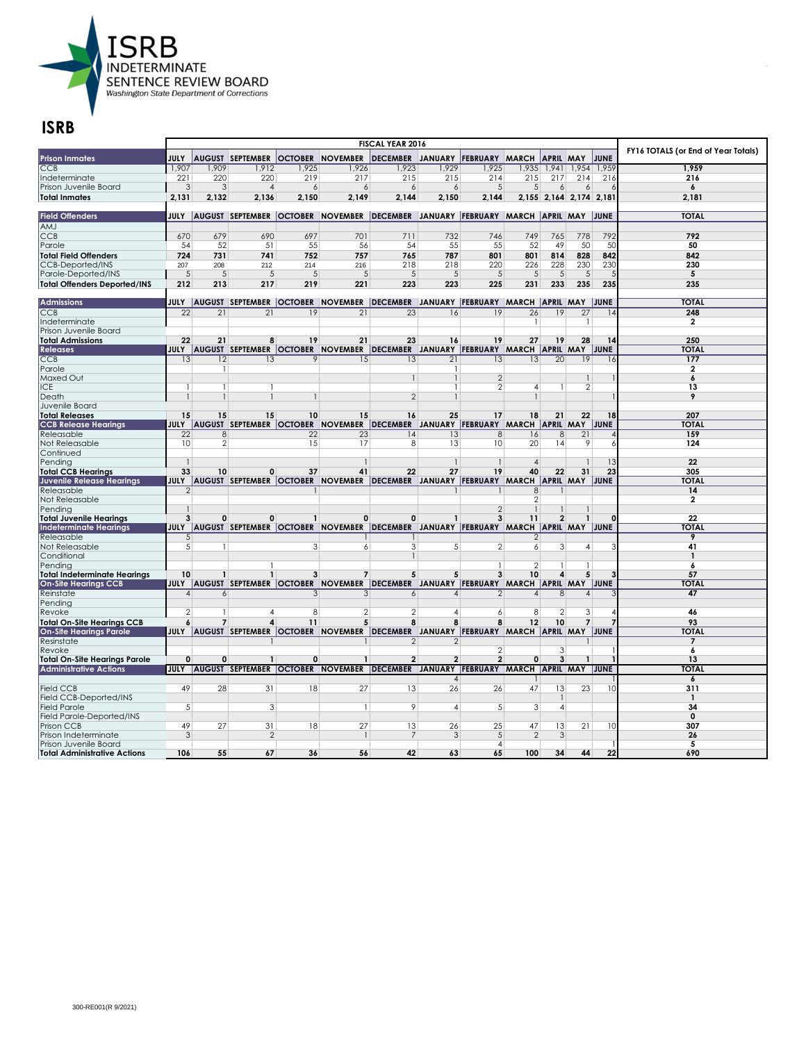**ISRB**
**INDETERMINATE SENTENCE REVIEW BOARD**
Washington State Department of Corrections

# ISRB

| | FISCAL YEAR 2016 | | | | | | | | | | | | FY16 TOTALS (or End of Year Totals) |
|---|---|---|---|---|---|---|---|---|---|---|---|---|---|
| **Prison Inmates** | **JULY** | **AUGUST** | **SEPTEMBER** | **OCTOBER** | **NOVEMBER** | **DECEMBER** | **JANUARY** | **FEBRUARY** | **MARCH** | **APRIL** | **MAY** | **JUNE** | |
| CCB | 1,907 | 1,909 | 1,912 | 1,925 | 1,926 | 1,923 | 1,929 | 1,925 | 1,935 | 1,941 | 1,954 | 1,959 | **1,959** |
| Indeterminate | 221 | 220 | 220 | 219 | 217 | 215 | 215 | 214 | 215 | 217 | 214 | 216 | **216** |
| Prison Juvenile Board | 3 | 3 | 4 | 6 | 6 | 6 | 6 | 5 | 5 | 6 | 6 | 6 | **6** |
| **Total Inmates** | **2,131** | **2,132** | **2,136** | **2,150** | **2,149** | **2,144** | **2,150** | **2,144** | **2,155** | **2,164** | **2,174** | **2,181** | **2,181** |
| **Field Offenders** | **JULY** | **AUGUST** | **SEPTEMBER** | **OCTOBER** | **NOVEMBER** | **DECEMBER** | **JANUARY** | **FEBRUARY** | **MARCH** | **APRIL** | **MAY** | **JUNE** | **TOTAL** |
| AMJ | | | | | | | | | | | | | |
| CCB | 670 | 679 | 690 | 697 | 701 | 711 | 732 | 746 | 749 | 765 | 778 | 792 | **792** |
| Parole | 54 | 52 | 51 | 55 | 56 | 54 | 55 | 55 | 52 | 49 | 50 | 50 | **50** |
| **Total Field Offenders** | **724** | **731** | **741** | **752** | **757** | **765** | **787** | **801** | **801** | **814** | **828** | **842** | **842** |
| CCB-Deported/INS | 207 | 208 | 212 | 214 | 216 | 218 | 218 | 220 | 226 | 228 | 230 | 230 | **230** |
| Parole-Deported/INS | 5 | 5 | 5 | 5 | 5 | 5 | 5 | 5 | 5 | 5 | 5 | 5 | **5** |
| **Total Offenders Deported/INS** | **212** | **213** | **217** | **219** | **221** | **223** | **223** | **225** | **231** | **233** | **235** | **235** | **235** |
| **Admissions** | **JULY** | **AUGUST** | **SEPTEMBER** | **OCTOBER** | **NOVEMBER** | **DECEMBER** | **JANUARY** | **FEBRUARY** | **MARCH** | **APRIL** | **MAY** | **JUNE** | **TOTAL** |
| CCB | 22 | 21 | 21 | 19 | 21 | 23 | 16 | 19 | 26 | 19 | 27 | 14 | **248** |
| Indeterminate | | | | | | | | | 1 | | 1 | | **2** |
| Prison Juvenile Board | | | | | | | | | | | | | |
| **Total Admissions** | **22** | **21** | **8** | **19** | **21** | **23** | **16** | **19** | **27** | **19** | **28** | **14** | **250** |
| **Releases** | **JULY** | **AUGUST** | **SEPTEMBER** | **OCTOBER** | **NOVEMBER** | **DECEMBER** | **JANUARY** | **FEBRUARY** | **MARCH** | **APRIL** | **MAY** | **JUNE** | **TOTAL** |
| CCB | 13 | 12 | 13 | 9 | 15 | 13 | 21 | 13 | 13 | 20 | 19 | 16 | **177** |
| Parole | | 1 | | | | | 1 | | | | | | **2** |
| Maxed Out | | | | | | 1 | 1 | 2 | | | 1 | 1 | **6** |
| ICE | 1 | 1 | 1 | | | | 1 | 2 | 4 | 1 | 2 | | **13** |
| Death | 1 | 1 | 1 | 1 | | 2 | 1 | | 1 | | | 1 | **9** |
| Juvenile Board | | | | | | | | | | | | | |
| **Total Releases** | **15** | **15** | **15** | **10** | **15** | **16** | **25** | **17** | **18** | **21** | **22** | **18** | **207** |
| **CCB Release Hearings** | **JULY** | **AUGUST** | **SEPTEMBER** | **OCTOBER** | **NOVEMBER** | **DECEMBER** | **JANUARY** | **FEBRUARY** | **MARCH** | **APRIL** | **MAY** | **JUNE** | **TOTAL** |
| Releasable | 22 | 8 | | 22 | 23 | 14 | 13 | 8 | 16 | 8 | 21 | 4 | **159** |
| Not Releasable | 10 | 2 | | 15 | 17 | 8 | 13 | 10 | 20 | 14 | 9 | 6 | **124** |
| Continued | | | | | | | | | | | | | |
| Pending | 1 | | | | 1 | | 1 | 1 | 4 | | 1 | 13 | **22** |
| **Total CCB Hearings** | **33** | **10** | **0** | **37** | **41** | **22** | **27** | **19** | **40** | **22** | **31** | **23** | **305** |
| **Juvenile Release Hearings** | **JULY** | **AUGUST** | **SEPTEMBER** | **OCTOBER** | **NOVEMBER** | **DECEMBER** | **JANUARY** | **FEBRUARY** | **MARCH** | **APRIL** | **MAY** | **JUNE** | **TOTAL** |
| Releasable | 2 | | | 1 | | | 1 | 1 | 8 | 1 | | | **14** |
| Not Releasable | | | | | | | | | 2 | | | | **2** |
| Pending | 1 | | | | | | | 2 | 1 | 1 | 1 | | |
| **Total Juvenile Hearings** | **3** | **0** | **0** | **1** | **0** | **0** | **1** | **3** | **11** | **2** | **1** | **0** | **22** |
| **Indeterminate Hearings** | **JULY** | **AUGUST** | **SEPTEMBER** | **OCTOBER** | **NOVEMBER** | **DECEMBER** | **JANUARY** | **FEBRUARY** | **MARCH** | **APRIL** | **MAY** | **JUNE** | **TOTAL** |
| Releasable | 5 | | | | 1 | 1 | | | 2 | | | | **9** |
| Not Releasable | 5 | 1 | | 3 | 6 | 3 | 5 | 2 | 6 | 3 | 4 | 3 | **41** |
| Conditional | | | | | | 1 | | | | | | | **1** |
| Pending | | | 1 | | | | | 1 | 2 | 1 | 1 | | **6** |
| **Total Indeterminate Hearings** | **10** | **1** | **1** | **3** | **7** | **5** | **5** | **3** | **10** | **4** | **5** | **3** | **57** |
| **On-Site Hearings CCB** | **JULY** | **AUGUST** | **SEPTEMBER** | **OCTOBER** | **NOVEMBER** | **DECEMBER** | **JANUARY** | **FEBRUARY** | **MARCH** | **APRIL** | **MAY** | **JUNE** | **TOTAL** |
| Reinstate | 4 | 6 | | 3 | 3 | 6 | 4 | 2 | 4 | 8 | 4 | 3 | **47** |
| Pending | | | | | | | | | | | | | |
| Revoke | 2 | 1 | 4 | 8 | 2 | 2 | 4 | 6 | 8 | 2 | 3 | 4 | **46** |
| **Total On-Site Hearings CCB** | **6** | **7** | **4** | **11** | **5** | **8** | **8** | **8** | **12** | **10** | **7** | **7** | **93** |
| **On-Site Hearings Parole** | **JULY** | **AUGUST** | **SEPTEMBER** | **OCTOBER** | **NOVEMBER** | **DECEMBER** | **JANUARY** | **FEBRUARY** | **MARCH** | **APRIL** | **MAY** | **JUNE** | **TOTAL** |
| Resinstate | | | 1 | | 1 | 2 | 2 | | | | 1 | | **7** |
| Revoke | | | | | | | | 2 | | 3 | | 1 | **6** |
| **Total On-Site Hearings Parole** | **0** | **0** | **1** | **0** | **1** | **2** | **2** | **2** | **0** | **3** | **1** | **1** | **13** |
| **Administrative Actions** | **JULY** | **AUGUST** | **SEPTEMBER** | **OCTOBER** | **NOVEMBER** | **DECEMBER** | **JANUARY** | **FEBRUARY** | **MARCH** | **APRIL** | **MAY** | **JUNE** | **TOTAL** |
| | | | | | | | 4 | | 1 | | | 1 | **6** |
| Field CCB | 49 | 28 | 31 | 18 | 27 | 13 | 26 | 26 | 47 | 13 | 23 | 10 | **311** |
| Field CCB-Deported/INS | | | | | | | | | | 1 | | | **1** |
| Field Parole | 5 | | 3 | | 1 | 9 | 4 | 5 | 3 | 4 | | | **34** |
| Field Parole-Deported/INS | | | | | | | | | | | | | **0** |
| Prison CCB | 49 | 27 | 31 | 18 | 27 | 13 | 26 | 25 | 47 | 13 | 21 | 10 | **307** |
| Prison Indeterminate | 3 | | 2 | | 1 | 7 | 3 | 5 | 2 | 3 | | | **26** |
| Prison Juvenile Board | | | | | | | | 4 | | | | 1 | **5** |
| **Total Administrative Actions** | **106** | **55** | **67** | **36** | **56** | **42** | **63** | **65** | **100** | **34** | **44** | **22** | **690** |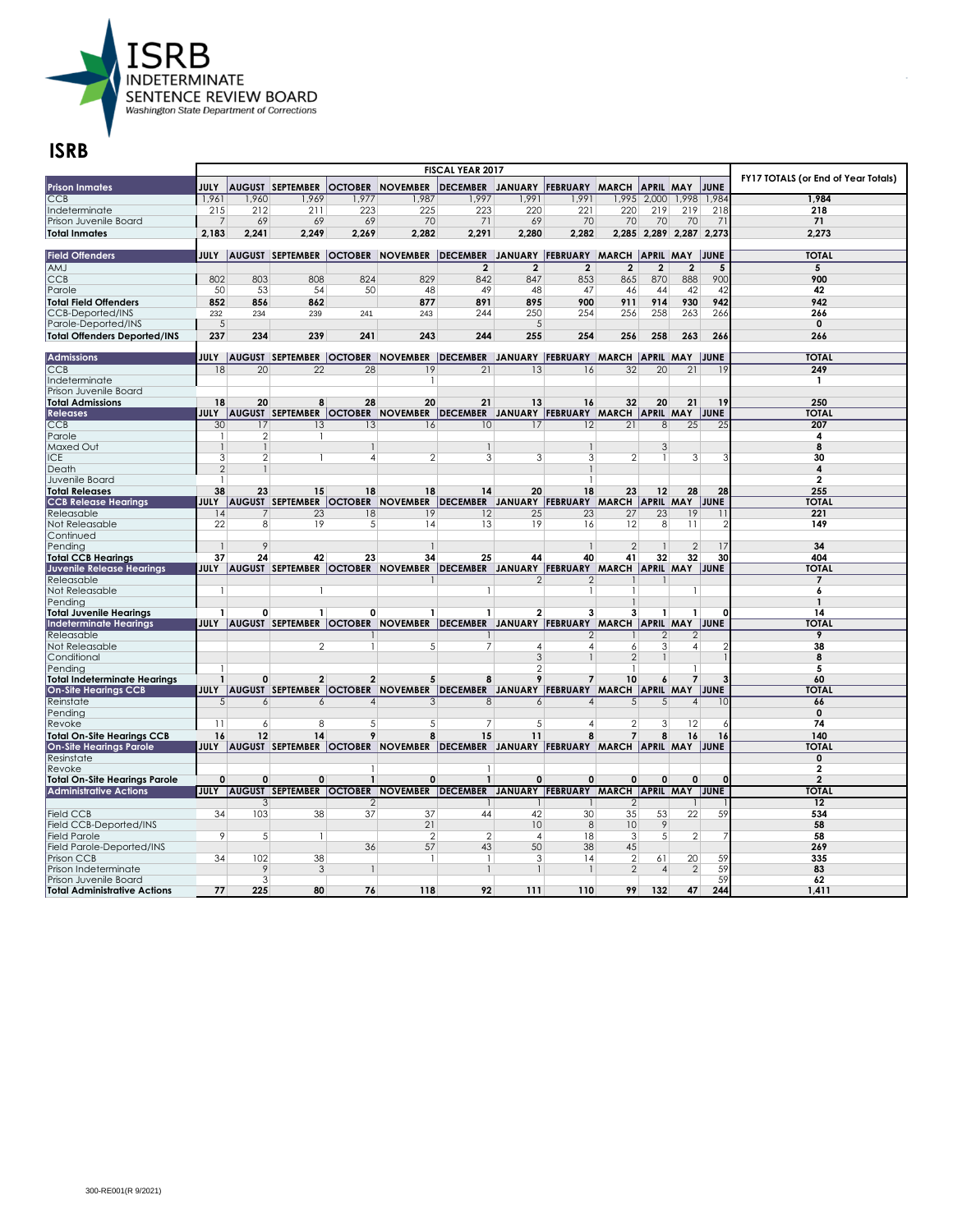**ISRB**
**INDETERMINATE SENTENCE REVIEW BOARD**
Washington State Department of Corrections

# ISRB

| | FISCAL YEAR 2017 | | | | | | | | | | | | FY17 TOTALS (or End of Year Totals) |
|---|---|---|---|---|---|---|---|---|---|---|---|---|---|
| **Prison Inmates** | **JULY** | **AUGUST** | **SEPTEMBER** | **OCTOBER** | **NOVEMBER** | **DECEMBER** | **JANUARY** | **FEBRUARY** | **MARCH** | **APRIL** | **MAY** | **JUNE** | |
| CCB | 1,961 | 1,960 | 1,969 | 1,977 | 1,987 | 1,997 | 1,991 | 1,991 | 1,995 | 2,000 | 1,998 | 1,984 | **1,984** |
| Indeterminate | 215 | 212 | 211 | 223 | 225 | 223 | 220 | 221 | 220 | 219 | 219 | 218 | **218** |
| Prison Juvenile Board | 7 | 69 | 69 | 69 | 70 | 71 | 69 | 70 | 70 | 70 | 70 | 71 | **71** |
| **Total Inmates** | **2,183** | **2,241** | **2,249** | **2,269** | **2,282** | **2,291** | **2,280** | **2,282** | **2,285** | **2,289** | **2,287** | **2,273** | **2,273** |
| **Field Offenders** | **JULY** | **AUGUST** | **SEPTEMBER** | **OCTOBER** | **NOVEMBER** | **DECEMBER** | **JANUARY** | **FEBRUARY** | **MARCH** | **APRIL** | **MAY** | **JUNE** | **TOTAL** |
| AMJ | | | | | | **2** | **2** | **2** | **2** | **2** | **2** | **5** | **5** |
| CCB | 802 | 803 | 808 | 824 | 829 | 842 | 847 | 853 | 865 | 870 | 888 | 900 | **900** |
| Parole | 50 | 53 | 54 | 50 | 48 | 49 | 48 | 47 | 46 | 44 | 42 | 42 | **42** |
| **Total Field Offenders** | **852** | **856** | **862** | | **877** | **891** | **895** | **900** | **911** | **914** | **930** | **942** | **942** |
| CCB-Deported/INS | 232 | 234 | 239 | 241 | 243 | 244 | 250 | 254 | 256 | 258 | 263 | 266 | **266** |
| Parole-Deported/INS | 5 | | | | | | 5 | | | | | | **0** |
| **Total Offenders Deported/INS** | **237** | **234** | **239** | **241** | **243** | **244** | **255** | **254** | **256** | **258** | **263** | **266** | **266** |
| **Admissions** | **JULY** | **AUGUST** | **SEPTEMBER** | **OCTOBER** | **NOVEMBER** | **DECEMBER** | **JANUARY** | **FEBRUARY** | **MARCH** | **APRIL** | **MAY** | **JUNE** | **TOTAL** |
| CCB | 18 | 20 | 22 | 28 | 19 | 21 | 13 | 16 | 32 | 20 | 21 | 19 | **249** |
| Indeterminate | | | | | 1 | | | | | | | | **1** |
| Prison Juvenile Board | | | | | | | | | | | | | |
| **Total Admissions** | **18** | **20** | **8** | **28** | **20** | **21** | **13** | **16** | **32** | **20** | **21** | **19** | **250** |
| **Releases** | **JULY** | **AUGUST** | **SEPTEMBER** | **OCTOBER** | **NOVEMBER** | **DECEMBER** | **JANUARY** | **FEBRUARY** | **MARCH** | **APRIL** | **MAY** | **JUNE** | **TOTAL** |
| CCB | 30 | 17 | 13 | 13 | 16 | 10 | 17 | 12 | 21 | 8 | 25 | 25 | **207** |
| Parole | 1 | 2 | 1 | | | | | | | | | | **4** |
| Maxed Out | 1 | 1 | | 1 | | 1 | | 1 | | 3 | | | **8** |
| ICE | 3 | 2 | 1 | 4 | 2 | 3 | 3 | 3 | 2 | 1 | 3 | 3 | **30** |
| Death | 2 | 1 | | | | | | 1 | | | | | **4** |
| Juvenile Board | 1 | | | | | | | 1 | | | | | **2** |
| **Total Releases** | **38** | **23** | **15** | **18** | **18** | **14** | **20** | **18** | **23** | **12** | **28** | **28** | **255** |
| **CCB Release Hearings** | **JULY** | **AUGUST** | **SEPTEMBER** | **OCTOBER** | **NOVEMBER** | **DECEMBER** | **JANUARY** | **FEBRUARY** | **MARCH** | **APRIL** | **MAY** | **JUNE** | **TOTAL** |
| Releasable | 14 | 7 | 23 | 18 | 19 | 12 | 25 | 23 | 27 | 23 | 19 | 11 | **221** |
| Not Releasable | 22 | 8 | 19 | 5 | 14 | 13 | 19 | 16 | 12 | 8 | 11 | 2 | **149** |
| Continued | | | | | | | | | | | | | |
| Pending | 1 | 9 | | | 1 | | | 1 | 2 | 1 | 2 | 17 | **34** |
| **Total CCB Hearings** | **37** | **24** | **42** | **23** | **34** | **25** | **44** | **40** | **41** | **32** | **32** | **30** | **404** |
| **Juvenile Release Hearings** | **JULY** | **AUGUST** | **SEPTEMBER** | **OCTOBER** | **NOVEMBER** | **DECEMBER** | **JANUARY** | **FEBRUARY** | **MARCH** | **APRIL** | **MAY** | **JUNE** | **TOTAL** |
| Releasable | | | | | 1 | | 2 | 2 | 1 | 1 | | | **7** |
| Not Releasable | 1 | | 1 | | | 1 | | 1 | 1 | | 1 | | **6** |
| Pending | | | | | | | | | 1 | | | | **1** |
| **Total Juvenile Hearings** | **1** | **0** | **1** | **0** | **1** | **1** | **2** | **3** | **3** | **1** | **1** | **0** | **14** |
| **Indeterminate Hearings** | **JULY** | **AUGUST** | **SEPTEMBER** | **OCTOBER** | **NOVEMBER** | **DECEMBER** | **JANUARY** | **FEBRUARY** | **MARCH** | **APRIL** | **MAY** | **JUNE** | **TOTAL** |
| Releasable | | | | 1 | | 1 | | 2 | 1 | 2 | 2 | | **9** |
| Not Releasable | | | 2 | 1 | 5 | 7 | 4 | 4 | 6 | 3 | 4 | 2 | **38** |
| Conditional | | | | | | | 3 | 1 | 2 | 1 | | 1 | **8** |
| Pending | 1 | | | | | | 2 | | 1 | | 1 | | **5** |
| **Total Indeterminate Hearings** | **1** | **0** | **2** | **2** | **5** | **8** | **9** | **7** | **10** | **6** | **7** | **3** | **60** |
| **On-Site Hearings CCB** | **JULY** | **AUGUST** | **SEPTEMBER** | **OCTOBER** | **NOVEMBER** | **DECEMBER** | **JANUARY** | **FEBRUARY** | **MARCH** | **APRIL** | **MAY** | **JUNE** | **TOTAL** |
| Reinstate | 5 | 6 | 6 | 4 | 3 | 8 | 6 | 4 | 5 | 5 | 4 | 10 | **66** |
| Pending | | | | | | | | | | | | | **0** |
| Revoke | 11 | 6 | 8 | 5 | 5 | 7 | 5 | 4 | 2 | 3 | 12 | 6 | **74** |
| **Total On-Site Hearings CCB** | **16** | **12** | **14** | **9** | **8** | **15** | **11** | **8** | **7** | **8** | **16** | **16** | **140** |
| **On-Site Hearings Parole** | **JULY** | **AUGUST** | **SEPTEMBER** | **OCTOBER** | **NOVEMBER** | **DECEMBER** | **JANUARY** | **FEBRUARY** | **MARCH** | **APRIL** | **MAY** | **JUNE** | **TOTAL** |
| Reinstate | | | | | | | | | | | | | **0** |
| Revoke | | | | 1 | | 1 | | | | | | | **2** |
| **Total On-Site Hearings Parole** | **0** | **0** | **0** | **1** | **0** | **1** | **0** | **0** | **0** | **0** | **0** | **0** | **2** |
| **Administrative Actions** | **JULY** | **AUGUST** | **SEPTEMBER** | **OCTOBER** | **NOVEMBER** | **DECEMBER** | **JANUARY** | **FEBRUARY** | **MARCH** | **APRIL** | **MAY** | **JUNE** | **TOTAL** |
| | | 3 | | 2 | | 1 | 1 | 1 | 2 | | 1 | 1 | **12** |
| Field CCB | 34 | 103 | 38 | 37 | 37 | 44 | 42 | 30 | 35 | 53 | 22 | 59 | **534** |
| Field CCB-Deported/INS | | | | | 21 | | 10 | 8 | 10 | 9 | | | **58** |
| Field Parole | 9 | 5 | 1 | | 2 | 2 | 4 | 18 | 3 | 5 | 2 | 7 | **58** |
| Field Parole-Deported/INS | | | | 36 | 57 | 43 | 50 | 38 | 45 | | | | **269** |
| Prison CCB | 34 | 102 | 38 | | 1 | 1 | 3 | 14 | 2 | 61 | 20 | 59 | **335** |
| Prison Indeterminate | | 9 | 3 | 1 | | 1 | 1 | 1 | 2 | 4 | 2 | 59 | **83** |
| Prison Juvenile Board | | 3 | | | | | | | | | | 59 | **62** |
| **Total Administrative Actions** | **77** | **225** | **80** | **76** | **118** | **92** | **111** | **110** | **99** | **132** | **47** | **244** | **1,411** |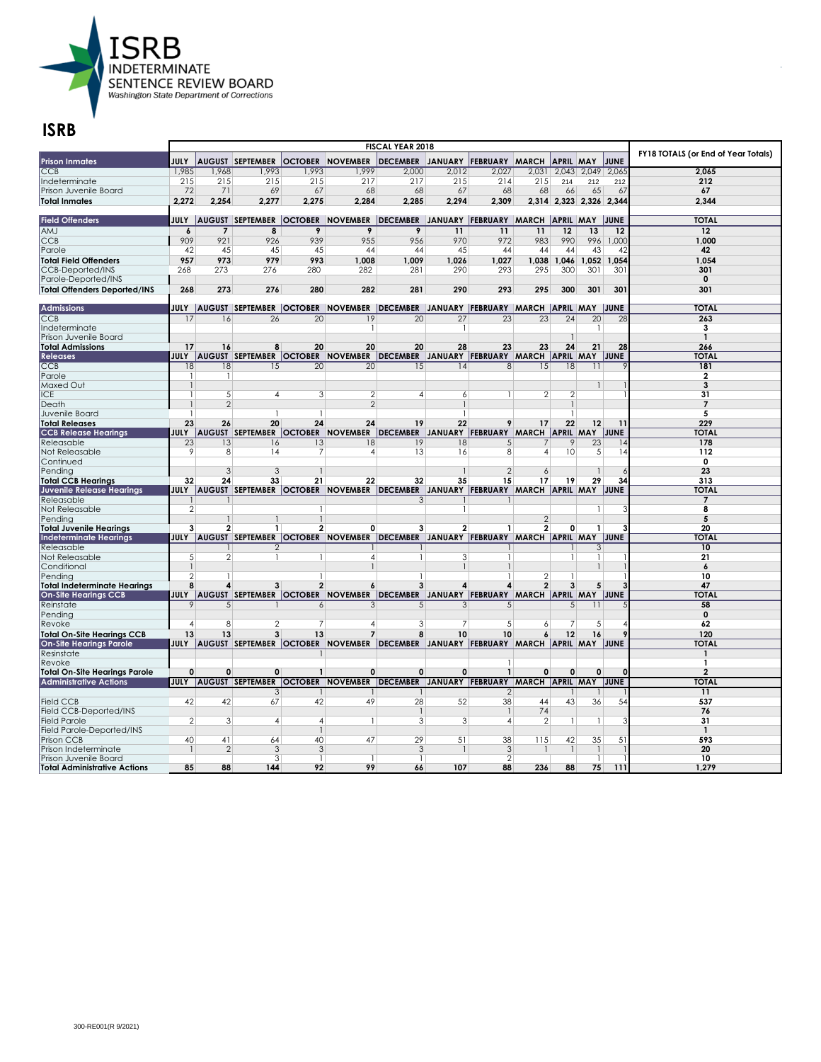**ISRB**
INDETERMINATE SENTENCE REVIEW BOARD
Washington State Department of Corrections

# ISRB

| | FISCAL YEAR 2018 | | | | | | | | | | | | FY18 TOTALS (or End of Year Totals) |
|---|---|---|---|---|---|---|---|---|---|---|---|---|---|
| **Prison Inmates** | **JULY** | **AUGUST** | **SEPTEMBER** | **OCTOBER** | **NOVEMBER** | **DECEMBER** | **JANUARY** | **FEBRUARY** | **MARCH** | **APRIL** | **MAY** | **JUNE** | |
| CCB | 1,985 | 1,968 | 1,993 | 1,993 | 1,999 | 2,000 | 2,012 | 2,027 | 2,031 | 2,043 | 2,049 | 2,065 | 2,065 |
| Indeterminate | 215 | 215 | 215 | 215 | 217 | 217 | 215 | 214 | 215 | 214 | 212 | 212 | 212 |
| Prison Juvenile Board | 72 | 71 | 69 | 67 | 68 | 68 | 67 | 68 | 68 | 66 | 65 | 67 | 67 |
| **Total Inmates** | **2,272** | **2,254** | **2,277** | **2,275** | **2,284** | **2,285** | **2,294** | **2,309** | **2,314** | **2,323** | **2,326** | **2,344** | **2,344** |
| **Field Offenders** | **JULY** | **AUGUST** | **SEPTEMBER** | **OCTOBER** | **NOVEMBER** | **DECEMBER** | **JANUARY** | **FEBRUARY** | **MARCH** | **APRIL** | **MAY** | **JUNE** | **TOTAL** |
| AMJ | 6 | 7 | 8 | 9 | 9 | 9 | 11 | 11 | 11 | 12 | 13 | 12 | 12 |
| CCB | 909 | 921 | 926 | 939 | 955 | 956 | 970 | 972 | 983 | 990 | 996 | 1,000 | 1,000 |
| Parole | 42 | 45 | 45 | 45 | 44 | 44 | 45 | 44 | 44 | 44 | 43 | 42 | 42 |
| **Total Field Offenders** | **957** | **973** | **979** | **993** | **1,008** | **1,009** | **1,026** | **1,027** | **1,038** | **1,046** | **1,052** | **1,054** | **1,054** |
| CCB-Deported/INS | 268 | 273 | 276 | 280 | 282 | 281 | 290 | 293 | 295 | 300 | 301 | 301 | 301 |
| Parole-Deported/INS | | | | | | | | | | | | | 0 |
| **Total Offenders Deported/INS** | **268** | **273** | **276** | **280** | **282** | **281** | **290** | **293** | **295** | **300** | **301** | **301** | **301** |
| **Admissions** | **JULY** | **AUGUST** | **SEPTEMBER** | **OCTOBER** | **NOVEMBER** | **DECEMBER** | **JANUARY** | **FEBRUARY** | **MARCH** | **APRIL** | **MAY** | **JUNE** | **TOTAL** |
| CCB | 17 | 16 | 26 | 20 | 19 | 20 | 27 | 23 | 23 | 24 | 20 | 28 | 263 |
| Indeterminate | | | | | 1 | | 1 | | | | 1 | | 3 |
| Prison Juvenile Board | | | | | | | | | | 1 | | | 1 |
| **Total Admissions** | **17** | **16** | **8** | **20** | **20** | **20** | **28** | **23** | **23** | **24** | **21** | **28** | **266** |
| **Releases** | **JULY** | **AUGUST** | **SEPTEMBER** | **OCTOBER** | **NOVEMBER** | **DECEMBER** | **JANUARY** | **FEBRUARY** | **MARCH** | **APRIL** | **MAY** | **JUNE** | **TOTAL** |
| CCB | 18 | 18 | 15 | 20 | 20 | 15 | 14 | 8 | 15 | 18 | 11 | 9 | 181 |
| Parole | 1 | 1 | | | | | | | | | | | 2 |
| Maxed Out | 1 | | | | | | | | | | 1 | 1 | 3 |
| ICE | 1 | 5 | 4 | 3 | 2 | 4 | 6 | 1 | 2 | 2 | | 1 | 31 |
| Death | 1 | 2 | | | 2 | | 1 | | | 1 | | | 7 |
| Juvenile Board | 1 | | 1 | 1 | | | 1 | | | 1 | | | 5 |
| **Total Releases** | **23** | **26** | **20** | **24** | **24** | **19** | **22** | **9** | **17** | **22** | **12** | **11** | **229** |
| **CCB Release Hearings** | **JULY** | **AUGUST** | **SEPTEMBER** | **OCTOBER** | **NOVEMBER** | **DECEMBER** | **JANUARY** | **FEBRUARY** | **MARCH** | **APRIL** | **MAY** | **JUNE** | **TOTAL** |
| Releasable | 23 | 13 | 16 | 13 | 18 | 19 | 18 | 5 | 7 | 9 | 23 | 14 | 178 |
| Not Releasable | 9 | 8 | 14 | 7 | 4 | 13 | 16 | 8 | 4 | 10 | 5 | 14 | 112 |
| Continued | | | | | | | | | | | | | 0 |
| Pending | | 3 | 3 | 1 | | | 1 | 2 | 6 | | 1 | 6 | 23 |
| **Total CCB Hearings** | **32** | **24** | **33** | **21** | **22** | **32** | **35** | **15** | **17** | **19** | **29** | **34** | **313** |
| **Juvenile Release Hearings** | **JULY** | **AUGUST** | **SEPTEMBER** | **OCTOBER** | **NOVEMBER** | **DECEMBER** | **JANUARY** | **FEBRUARY** | **MARCH** | **APRIL** | **MAY** | **JUNE** | **TOTAL** |
| Releasable | 1 | 1 | | | | 3 | 1 | 1 | | | | | 7 |
| Not Releasable | 2 | | | 1 | | | 1 | | | | 1 | 3 | 8 |
| Pending | | 1 | 1 | 1 | | | | | 2 | | | | 5 |
| **Total Juvenile Hearings** | **3** | **2** | **1** | **2** | **0** | **3** | **2** | **1** | **2** | **0** | **1** | **3** | **20** |
| **Indeterminate Hearings** | **JULY** | **AUGUST** | **SEPTEMBER** | **OCTOBER** | **NOVEMBER** | **DECEMBER** | **JANUARY** | **FEBRUARY** | **MARCH** | **APRIL** | **MAY** | **JUNE** | **TOTAL** |
| Releasable | | 1 | 2 | | 1 | 1 | | 1 | | 1 | 3 | | 10 |
| Not Releasable | 5 | 2 | 1 | 1 | 4 | 1 | 3 | 1 | | 1 | 1 | 1 | 21 |
| Conditional | 1 | | | | 1 | | 1 | 1 | | | 1 | 1 | 6 |
| Pending | 2 | 1 | | 1 | | 1 | | 1 | 2 | 1 | | 1 | 10 |
| **Total Indeterminate Hearings** | **8** | **4** | **3** | **2** | **6** | **3** | **4** | **4** | **2** | **3** | **5** | **3** | **47** |
| **On-Site Hearings CCB** | **JULY** | **AUGUST** | **SEPTEMBER** | **OCTOBER** | **NOVEMBER** | **DECEMBER** | **JANUARY** | **FEBRUARY** | **MARCH** | **APRIL** | **MAY** | **JUNE** | **TOTAL** |
| Reinstate | 9 | 5 | 1 | 6 | 3 | 5 | 3 | 5 | | 5 | 11 | 5 | 58 |
| Pending | | | | | | | | | | | | | 0 |
| Revoke | 4 | 8 | 2 | 7 | 4 | 3 | 7 | 5 | 6 | 7 | 5 | 4 | 62 |
| **Total On-Site Hearings CCB** | **13** | **13** | **3** | **13** | **7** | **8** | **10** | **10** | **6** | **12** | **16** | **9** | **120** |
| **On-Site Hearings Parole** | **JULY** | **AUGUST** | **SEPTEMBER** | **OCTOBER** | **NOVEMBER** | **DECEMBER** | **JANUARY** | **FEBRUARY** | **MARCH** | **APRIL** | **MAY** | **JUNE** | **TOTAL** |
| Reinstate | | | | 1 | | | | | | | | | 1 |
| Revoke | | | | | | | | 1 | | | | | 1 |
| **Total On-Site Hearings Parole** | **0** | **0** | **0** | **1** | **0** | **0** | **0** | **1** | **0** | **0** | **0** | **0** | **2** |
| **Administrative Actions** | **JULY** | **AUGUST** | **SEPTEMBER** | **OCTOBER** | **NOVEMBER** | **DECEMBER** | **JANUARY** | **FEBRUARY** | **MARCH** | **APRIL** | **MAY** | **JUNE** | **TOTAL** |
| | | | 3 | 1 | 1 | 1 | | 2 | | 1 | 1 | 1 | 11 |
| Field CCB | 42 | 42 | 67 | 42 | 49 | 28 | 52 | 38 | 44 | 43 | 36 | 54 | 537 |
| Field CCB-Deported/INS | | | | | | 1 | | 1 | 74 | | | | 76 |
| Field Parole | 2 | 3 | 4 | 4 | 1 | 3 | 3 | 4 | 2 | 1 | 1 | 3 | 31 |
| Field Parole-Deported/INS | | | | 1 | | | | | | | | | 1 |
| Prison CCB | 40 | 41 | 64 | 40 | 47 | 29 | 51 | 38 | 115 | 42 | 35 | 51 | 593 |
| Prison Indeterminate | 1 | 2 | 3 | 3 | | 3 | 1 | 3 | 1 | 1 | 1 | 1 | 20 |
| Prison Juvenile Board | | | 3 | 1 | 1 | 1 | | 2 | | | 1 | 1 | 10 |
| **Total Administrative Actions** | **85** | **88** | **144** | **92** | **99** | **66** | **107** | **88** | **236** | **88** | **75** | **111** | **1,279** |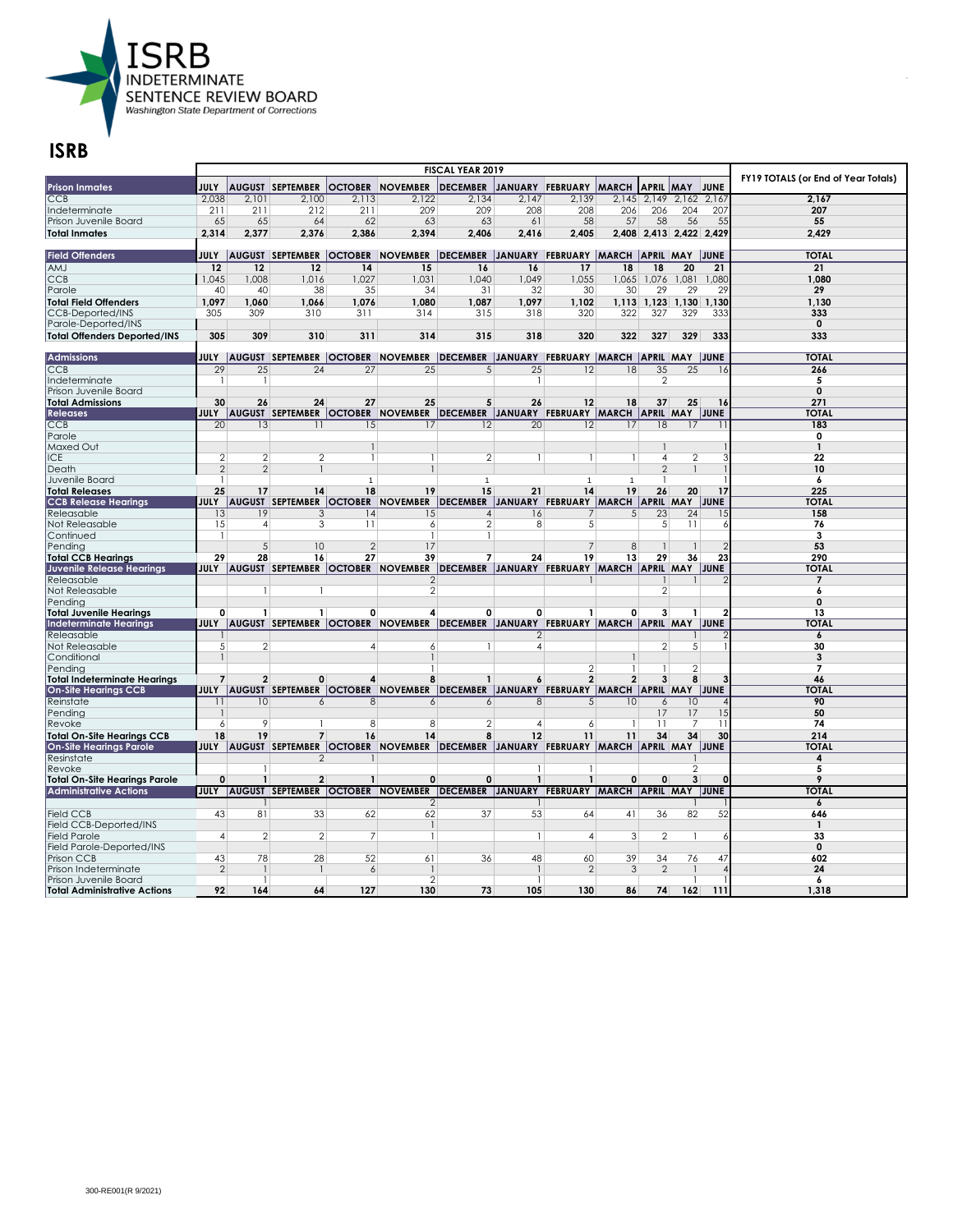**ISRB**
**INDETERMINATE SENTENCE REVIEW BOARD**
*Washington State Department of Corrections*

# ISRB

| | FISCAL YEAR 2019 | | | | | | | | | | | | FY19 TOTALS (or End of Year Totals) |
|---|---|---|---|---|---|---|---|---|---|---|---|---|---|
| **Prison Inmates** | **JULY** | **AUGUST** | **SEPTEMBER** | **OCTOBER** | **NOVEMBER** | **DECEMBER** | **JANUARY** | **FEBRUARY** | **MARCH** | **APRIL** | **MAY** | **JUNE** | |
| CCB | 2,038 | 2,101 | 2,100 | 2,113 | 2,122 | 2,134 | 2,147 | 2,139 | 2,145 | 2,149 | 2,162 | 2,167 | **2,167** |
| Indeterminate | 211 | 211 | 212 | 211 | 209 | 209 | 208 | 208 | 206 | 206 | 204 | 207 | **207** |
| Prison Juvenile Board | 65 | 65 | 64 | 62 | 63 | 63 | 61 | 58 | 57 | 58 | 56 | 55 | **55** |
| **Total Inmates** | **2,314** | **2,377** | **2,376** | **2,386** | **2,394** | **2,406** | **2,416** | **2,405** | **2,408** | **2,413** | **2,422** | **2,429** | **2,429** |
| **Field Offenders** | **JULY** | **AUGUST** | **SEPTEMBER** | **OCTOBER** | **NOVEMBER** | **DECEMBER** | **JANUARY** | **FEBRUARY** | **MARCH** | **APRIL** | **MAY** | **JUNE** | **TOTAL** |
| AMJ | **12** | **12** | **12** | **14** | **15** | **16** | **16** | **17** | **18** | **18** | **20** | **21** | **21** |
| CCB | 1,045 | 1,008 | 1,016 | 1,027 | 1,031 | 1,040 | 1,049 | 1,055 | 1,065 | 1,076 | 1,081 | 1,080 | **1,080** |
| Parole | 40 | 40 | 38 | 35 | 34 | 31 | 32 | 30 | 30 | 29 | 29 | 29 | **29** |
| **Total Field Offenders** | **1,097** | **1,060** | **1,066** | **1,076** | **1,080** | **1,087** | **1,097** | **1,102** | **1,113** | **1,123** | **1,130** | **1,130** | **1,130** |
| CCB-Deported/INS | 305 | 309 | 310 | 311 | 314 | 315 | 318 | 320 | 322 | 327 | 329 | 333 | **333** |
| Parole-Deported/INS | | | | | | | | | | | | | **0** |
| **Total Offenders Deported/INS** | **305** | **309** | **310** | **311** | **314** | **315** | **318** | **320** | **322** | **327** | **329** | **333** | **333** |
| **Admissions** | **JULY** | **AUGUST** | **SEPTEMBER** | **OCTOBER** | **NOVEMBER** | **DECEMBER** | **JANUARY** | **FEBRUARY** | **MARCH** | **APRIL** | **MAY** | **JUNE** | **TOTAL** |
| CCB | 29 | 25 | 24 | 27 | 25 | 5 | 25 | 12 | 18 | 35 | 25 | 16 | **266** |
| Indeterminate | 1 | 1 | | | | | 1 | | | 2 | | | **5** |
| Prison Juvenile Board | | | | | | | | | | | | | **0** |
| **Total Admissions** | **30** | **26** | **24** | **27** | **25** | **5** | **26** | **12** | **18** | **37** | **25** | **16** | **271** |
| **Releases** | **JULY** | **AUGUST** | **SEPTEMBER** | **OCTOBER** | **NOVEMBER** | **DECEMBER** | **JANUARY** | **FEBRUARY** | **MARCH** | **APRIL** | **MAY** | **JUNE** | **TOTAL** |
| CCB | 20 | 13 | 11 | 15 | 17 | 12 | 20 | 12 | 17 | 18 | 17 | 11 | **183** |
| Parole | | | | | | | | | | | | | **0** |
| Maxed Out | | | | 1 | | | | | | 1 | | 1 | **1** |
| ICE | 2 | 2 | 2 | 1 | 1 | 2 | 1 | 1 | 1 | 4 | 2 | 3 | **22** |
| Death | 2 | 2 | 1 | | 1 | | | | | 2 | 1 | 1 | **10** |
| Juvenile Board | 1 | | | 1 | | 1 | | 1 | 1 | 1 | | 1 | **6** |
| **Total Releases** | **25** | **17** | **14** | **18** | **19** | **15** | **21** | **14** | **19** | **26** | **20** | **17** | **225** |
| **CCB Release Hearings** | **JULY** | **AUGUST** | **SEPTEMBER** | **OCTOBER** | **NOVEMBER** | **DECEMBER** | **JANUARY** | **FEBRUARY** | **MARCH** | **APRIL** | **MAY** | **JUNE** | **TOTAL** |
| Releasable | 13 | 19 | 3 | 14 | 15 | 4 | 16 | 7 | 5 | 23 | 24 | 15 | **158** |
| Not Releasable | 15 | 4 | 3 | 11 | 6 | 2 | 8 | 5 | | 5 | 11 | 6 | **76** |
| Continued | 1 | | | | 1 | 1 | | | | | | | **3** |
| Pending | | 5 | 10 | 2 | 17 | | | 7 | 8 | 1 | 1 | 2 | **53** |
| **Total CCB Hearings** | **29** | **28** | **16** | **27** | **39** | **7** | **24** | **19** | **13** | **29** | **36** | **23** | **290** |
| **Juvenile Release Hearings** | **JULY** | **AUGUST** | **SEPTEMBER** | **OCTOBER** | **NOVEMBER** | **DECEMBER** | **JANUARY** | **FEBRUARY** | **MARCH** | **APRIL** | **MAY** | **JUNE** | **TOTAL** |
| Releasable | | | | | 2 | | | 1 | | 1 | 1 | 2 | **7** |
| Not Releasable | | 1 | 1 | | 2 | | | | | 2 | | | **6** |
| Pending | | | | | | | | | | | | | **0** |
| **Total Juvenile Hearings** | **0** | **1** | **1** | **0** | **4** | **0** | **0** | **1** | **0** | **3** | **1** | **2** | **13** |
| **Indeterminate Hearings** | **JULY** | **AUGUST** | **SEPTEMBER** | **OCTOBER** | **NOVEMBER** | **DECEMBER** | **JANUARY** | **FEBRUARY** | **MARCH** | **APRIL** | **MAY** | **JUNE** | **TOTAL** |
| Releasable | 1 | | | | | | 2 | | | | 1 | 2 | **6** |
| Not Releasable | 5 | 2 | | 4 | 6 | 1 | 4 | | | 2 | 5 | 1 | **30** |
| Conditional | 1 | | | | 1 | | | | 1 | | | | **3** |
| Pending | | | | | 1 | | | 2 | 1 | 1 | 2 | | **7** |
| **Total Indeterminate Hearings** | **7** | **2** | **0** | **4** | **8** | **1** | **6** | **2** | **2** | **3** | **8** | **3** | **46** |
| **On-Site Hearings CCB** | **JULY** | **AUGUST** | **SEPTEMBER** | **OCTOBER** | **NOVEMBER** | **DECEMBER** | **JANUARY** | **FEBRUARY** | **MARCH** | **APRIL** | **MAY** | **JUNE** | **TOTAL** |
| Reinstate | 11 | 10 | 6 | 8 | 6 | 6 | 8 | 5 | 10 | 6 | 10 | 4 | **90** |
| Pending | 1 | | | | | | | | | 17 | 17 | 15 | **50** |
| Revoke | 6 | 9 | 1 | 8 | 8 | 2 | 4 | 6 | 1 | 11 | 7 | 11 | **74** |
| **Total On-Site Hearings CCB** | **18** | **19** | **7** | **16** | **14** | **8** | **12** | **11** | **11** | **34** | **34** | **30** | **214** |
| **On-Site Hearings Parole** | **JULY** | **AUGUST** | **SEPTEMBER** | **OCTOBER** | **NOVEMBER** | **DECEMBER** | **JANUARY** | **FEBRUARY** | **MARCH** | **APRIL** | **MAY** | **JUNE** | **TOTAL** |
| Resinstate | | | 2 | 1 | | | | | | | 1 | | **4** |
| Revoke | | 1 | | | | | 1 | 1 | | | 2 | | **5** |
| **Total On-Site Hearings Parole** | **0** | **1** | **2** | **1** | **0** | **0** | **1** | **1** | **0** | **0** | **3** | **0** | **9** |
| **Administrative Actions** | **JULY** | **AUGUST** | **SEPTEMBER** | **OCTOBER** | **NOVEMBER** | **DECEMBER** | **JANUARY** | **FEBRUARY** | **MARCH** | **APRIL** | **MAY** | **JUNE** | **TOTAL** |
| | | 1 | | | 2 | | 1 | | | | 1 | 1 | **6** |
| Field CCB | 43 | 81 | 33 | 62 | 62 | 37 | 53 | 64 | 41 | 36 | 82 | 52 | **646** |
| Field CCB-Deported/INS | | | | | 1 | | | | | | | | **1** |
| Field Parole | 4 | 2 | 2 | 7 | 1 | | 1 | 4 | 3 | 2 | 1 | 6 | **33** |
| Field Parole-Deported/INS | | | | | | | | | | | | | **0** |
| Prison CCB | 43 | 78 | 28 | 52 | 61 | 36 | 48 | 60 | 39 | 34 | 76 | 47 | **602** |
| Prison Indeterminate | 2 | 1 | 1 | 6 | 1 | | 1 | 2 | 3 | 2 | 1 | 4 | **24** |
| Prison Juvenile Board | | 1 | | | 2 | | 1 | | | | 1 | 1 | **6** |
| **Total Administrative Actions** | **92** | **164** | **64** | **127** | **130** | **73** | **105** | **130** | **86** | **74** | **162** | **111** | **1,318** |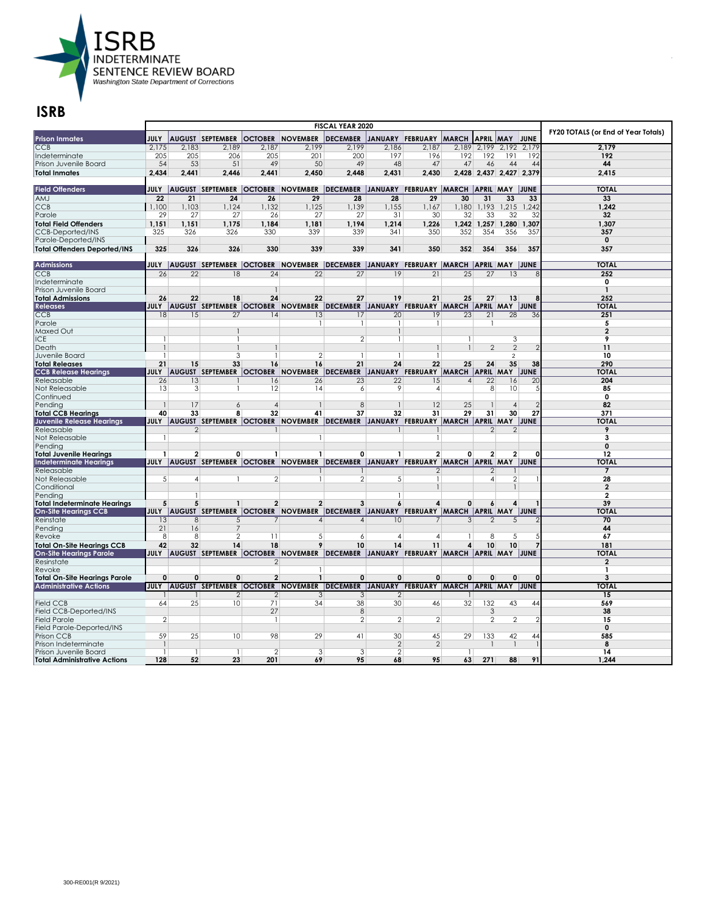**ISRB**
**INDETERMINATE SENTENCE REVIEW BOARD**
Washington State Department of Corrections

## ISRB

| | FISCAL YEAR 2020 | | | | | | | | | | | | FY20 TOTALS (or End of Year Totals) |
|---|---|---|---|---|---|---|---|---|---|---|---|---|---|
| **Prison Inmates** | **JULY** | **AUGUST** | **SEPTEMBER** | **OCTOBER** | **NOVEMBER** | **DECEMBER** | **JANUARY** | **FEBRUARY** | **MARCH** | **APRIL** | **MAY** | **JUNE** | |
| CCB | 2,175 | 2,183 | 2,189 | 2,187 | 2,199 | 2,199 | 2,186 | 2,187 | 2,189 | 2,199 | 2,192 | 2,179 | **2,179** |
| Indeterminate | 205 | 205 | 206 | 205 | 201 | 200 | 197 | 196 | 192 | 192 | 191 | 192 | **192** |
| Prison Juvenile Board | 54 | 53 | 51 | 49 | 50 | 49 | 48 | 47 | 47 | 46 | 44 | 44 | **44** |
| **Total Inmates** | **2,434** | **2,441** | **2,446** | **2,441** | **2,450** | **2,448** | **2,431** | **2,430** | **2,428** | **2,437** | **2,427** | **2,379** | **2,415** |
| **Field Offenders** | **JULY** | **AUGUST** | **SEPTEMBER** | **OCTOBER** | **NOVEMBER** | **DECEMBER** | **JANUARY** | **FEBRUARY** | **MARCH** | **APRIL** | **MAY** | **JUNE** | **TOTAL** |
| AMJ | **22** | **21** | **24** | **26** | **29** | **28** | **28** | **29** | **30** | **31** | **33** | **33** | **33** |
| CCB | 1,100 | 1,103 | 1,124 | 1,132 | 1,125 | 1,139 | 1,155 | 1,167 | 1,180 | 1,193 | 1,215 | 1,242 | **1,242** |
| Parole | 29 | 27 | 27 | 26 | 27 | 27 | 31 | 30 | 32 | 33 | 32 | 32 | **32** |
| **Total Field Offenders** | **1,151** | **1,151** | **1,175** | **1,184** | **1,181** | **1,194** | **1,214** | **1,226** | **1,242** | **1,257** | **1,280** | **1,307** | **1,307** |
| CCB-Deported/INS | 325 | 326 | 326 | 330 | 339 | 339 | 341 | 350 | 352 | 354 | 356 | 357 | **357** |
| Parole-Deported/INS | | | | | | | | | | | | | **0** |
| **Total Offenders Deported/INS** | **325** | **326** | **326** | **330** | **339** | **339** | **341** | **350** | **352** | **354** | **356** | **357** | **357** |
| **Admissions** | **JULY** | **AUGUST** | **SEPTEMBER** | **OCTOBER** | **NOVEMBER** | **DECEMBER** | **JANUARY** | **FEBRUARY** | **MARCH** | **APRIL** | **MAY** | **JUNE** | **TOTAL** |
| CCB | 26 | 22 | 18 | 24 | 22 | 27 | 19 | 21 | 25 | 27 | 13 | 8 | **252** |
| Indeterminate | | | | | | | | | | | | | **0** |
| Prison Juvenile Board | | | | 1 | | | | | | | | | **1** |
| **Total Admissions** | **26** | **22** | **18** | **24** | **22** | **27** | **19** | **21** | **25** | **27** | **13** | **8** | **252** |
| **Releases** | **JULY** | **AUGUST** | **SEPTEMBER** | **OCTOBER** | **NOVEMBER** | **DECEMBER** | **JANUARY** | **FEBRUARY** | **MARCH** | **APRIL** | **MAY** | **JUNE** | **TOTAL** |
| CCB | 18 | 15 | 27 | 14 | 13 | 17 | 20 | 19 | 23 | 21 | 28 | 36 | **251** |
| Parole | | | | | 1 | 1 | 1 | 1 | | 1 | | | **5** |
| Maxed Out | | | 1 | | | | 1 | | | | | | **2** |
| ICE | 1 | | 1 | | | 2 | 1 | | 1 | | 3 | | **9** |
| Death | 1 | | 1 | 1 | | | | 1 | 1 | 2 | 2 | 2 | **11** |
| Juvenile Board | 1 | | 3 | 1 | 2 | 1 | 1 | 1 | | | 2 | | **10** |
| **Total Releases** | **21** | **15** | **33** | **16** | **16** | **21** | **24** | **22** | **25** | **24** | **35** | **38** | **290** |
| **CCB Release Hearings** | **JULY** | **AUGUST** | **SEPTEMBER** | **OCTOBER** | **NOVEMBER** | **DECEMBER** | **JANUARY** | **FEBRUARY** | **MARCH** | **APRIL** | **MAY** | **JUNE** | **TOTAL** |
| Releasable | 26 | 13 | 1 | 16 | 26 | 23 | 22 | 15 | 4 | 22 | 16 | 20 | **204** |
| Not Releasable | 13 | 3 | 1 | 12 | 14 | 6 | 9 | 4 | | 8 | 10 | 5 | **85** |
| Continued | | | | | | | | | | | | | **0** |
| Pending | 1 | 17 | 6 | 4 | 1 | 8 | 1 | 12 | 25 | 1 | 4 | 2 | **82** |
| **Total CCB Hearings** | **40** | **33** | **8** | **32** | **41** | **37** | **32** | **31** | **29** | **31** | **30** | **27** | **371** |
| **Juvenile Release Hearings** | **JULY** | **AUGUST** | **SEPTEMBER** | **OCTOBER** | **NOVEMBER** | **DECEMBER** | **JANUARY** | **FEBRUARY** | **MARCH** | **APRIL** | **MAY** | **JUNE** | **TOTAL** |
| Releasable | | 2 | | 1 | | | 1 | 1 | | 2 | 2 | | **9** |
| Not Releasable | 1 | | | | 1 | | | 1 | | | | | **3** |
| Pending | | | | | | | | | | | | | **0** |
| **Total Juvenile Hearings** | **1** | **2** | **0** | **1** | **1** | **0** | **1** | **2** | **0** | **2** | **2** | **0** | **12** |
| **Indeterminate Hearings** | **JULY** | **AUGUST** | **SEPTEMBER** | **OCTOBER** | **NOVEMBER** | **DECEMBER** | **JANUARY** | **FEBRUARY** | **MARCH** | **APRIL** | **MAY** | **JUNE** | **TOTAL** |
| Releasable | | | | | 1 | 1 | | 2 | | 2 | 1 | | **7** |
| Not Releasable | 5 | 4 | 1 | 2 | 1 | 2 | 5 | 1 | | 4 | 2 | 1 | **28** |
| Conditional | | | | | | | | 1 | | | 1 | | **2** |
| Pending | | 1 | | | | | 1 | | | | | | **2** |
| **Total Indeterminate Hearings** | **5** | **5** | **1** | **2** | **2** | **3** | **6** | **4** | **0** | **6** | **4** | **1** | **39** |
| **On-Site Hearings CCB** | **JULY** | **AUGUST** | **SEPTEMBER** | **OCTOBER** | **NOVEMBER** | **DECEMBER** | **JANUARY** | **FEBRUARY** | **MARCH** | **APRIL** | **MAY** | **JUNE** | **TOTAL** |
| Reinstate | 13 | 8 | 5 | 7 | 4 | 4 | 10 | 7 | 3 | 2 | 5 | 2 | **70** |
| Pending | 21 | 16 | 7 | | | | | | | | | | **44** |
| Revoke | 8 | 8 | 2 | 11 | 5 | 6 | 4 | 4 | 1 | 8 | 5 | 5 | **67** |
| **Total On-Site Hearings CCB** | **42** | **32** | **14** | **18** | **9** | **10** | **14** | **11** | **4** | **10** | **10** | **7** | **181** |
| **On-Site Hearings Parole** | **JULY** | **AUGUST** | **SEPTEMBER** | **OCTOBER** | **NOVEMBER** | **DECEMBER** | **JANUARY** | **FEBRUARY** | **MARCH** | **APRIL** | **MAY** | **JUNE** | **TOTAL** |
| Reinstate | | | | 2 | | | | | | | | | **2** |
| Revoke | | | | | 1 | | | | | | | | **1** |
| **Total On-Site Hearings Parole** | **0** | **0** | **0** | **2** | **1** | **0** | **0** | **0** | **0** | **0** | **0** | **0** | **3** |
| **Administrative Actions** | **JULY** | **AUGUST** | **SEPTEMBER** | **OCTOBER** | **NOVEMBER** | **DECEMBER** | **JANUARY** | **FEBRUARY** | **MARCH** | **APRIL** | **MAY** | **JUNE** | **TOTAL** |
| | 1 | 1 | 2 | 2 | 3 | 3 | 2 | | 1 | | | | **15** |
| Field CCB | 64 | 25 | 10 | 71 | 34 | 38 | 30 | 46 | 32 | 132 | 43 | 44 | **569** |
| Field CCB-Deported/INS | | | | 27 | | 8 | | | | 3 | | | **38** |
| Field Parole | 2 | | | 1 | | 2 | 2 | 2 | | 2 | 2 | 2 | **15** |
| Field Parole-Deported/INS | | | | | | | | | | | | | **0** |
| Prison CCB | 59 | 25 | 10 | 98 | 29 | 41 | 30 | 45 | 29 | 133 | 42 | 44 | **585** |
| Prison Indeterminate | 1 | | | | | | 2 | 2 | | 1 | 1 | 1 | **8** |
| Prison Juvenile Board | 1 | 1 | 1 | 2 | 3 | 3 | 2 | | 1 | | | | **14** |
| **Total Administrative Actions** | **128** | **52** | **23** | **201** | **69** | **95** | **68** | **95** | **63** | **271** | **88** | **91** | **1,244** |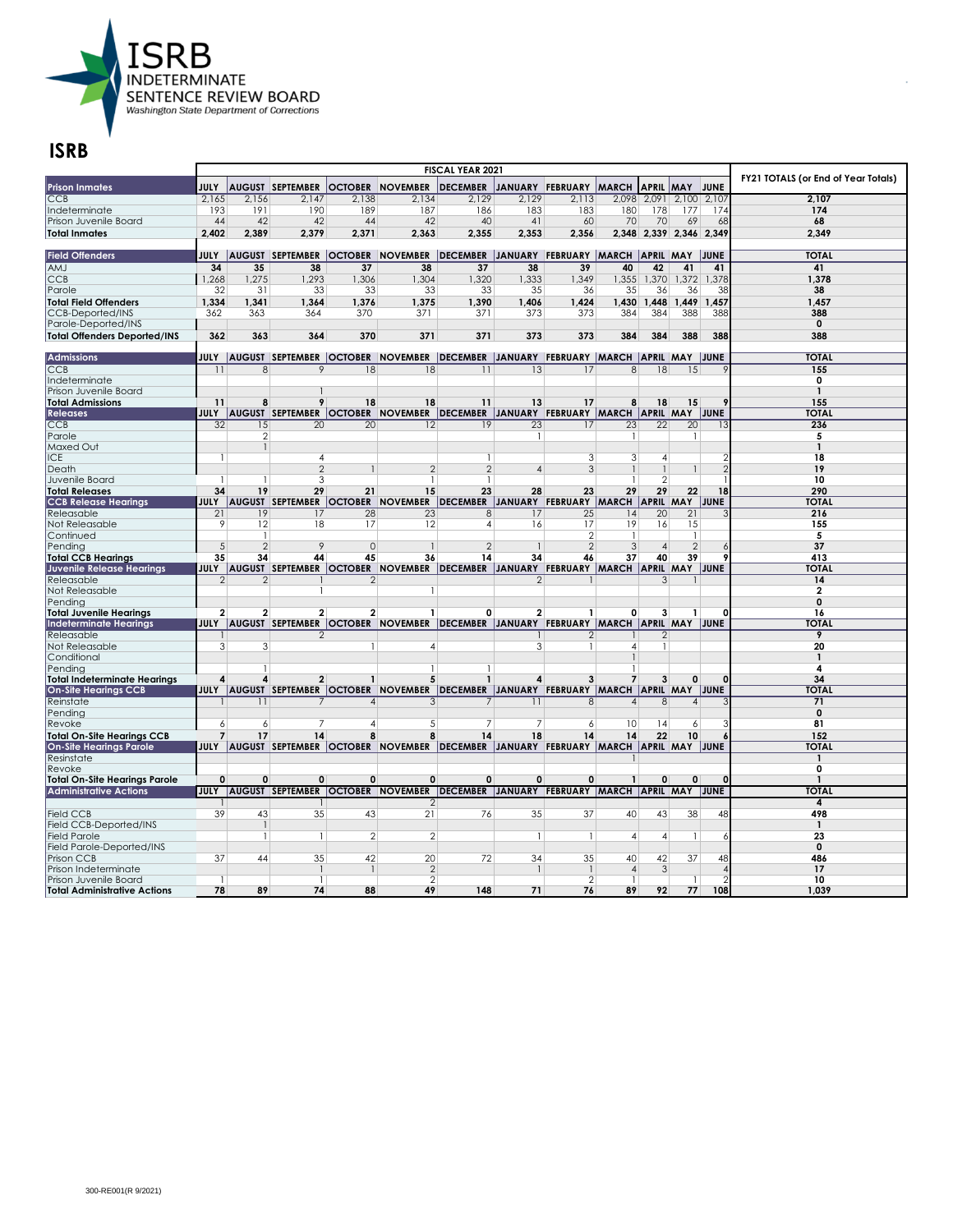**ISRB**
**INDETERMINATE SENTENCE REVIEW BOARD**
Washington State Department of Corrections

# ISRB

| | FISCAL YEAR 2021 | | | | | | | | | | | | |
|---|---|---|---|---|---|---|---|---|---|---|---|---|---|
| **Prison Inmates** | **JULY** | **AUGUST** | **SEPTEMBER** | **OCTOBER** | **NOVEMBER** | **DECEMBER** | **JANUARY** | **FEBRUARY** | **MARCH** | **APRIL** | **MAY** | **JUNE** | **FY21 TOTALS (or End of Year Totals)** |
| CCB | 2,165 | 2,156 | 2,147 | 2,138 | 2,134 | 2,129 | 2,129 | 2,113 | 2,098 | 2,091 | 2,100 | 2,107 | 2,107 |
| Indeterminate | 193 | 191 | 190 | 189 | 187 | 186 | 183 | 183 | 180 | 178 | 177 | 174 | 174 |
| Prison Juvenile Board | 44 | 42 | 42 | 44 | 42 | 40 | 41 | 60 | 70 | 70 | 69 | 68 | 68 |
| **Total Inmates** | **2,402** | **2,389** | **2,379** | **2,371** | **2,363** | **2,355** | **2,353** | **2,356** | **2,348** | **2,339** | **2,346** | **2,349** | **2,349** |
| **Field Offenders** | **JULY** | **AUGUST** | **SEPTEMBER** | **OCTOBER** | **NOVEMBER** | **DECEMBER** | **JANUARY** | **FEBRUARY** | **MARCH** | **APRIL** | **MAY** | **JUNE** | **TOTAL** |
| AMJ | 34 | 35 | 38 | 37 | 38 | 37 | 38 | 39 | 40 | 42 | 41 | 41 | 41 |
| CCB | 1,268 | 1,275 | 1,293 | 1,306 | 1,304 | 1,320 | 1,333 | 1,349 | 1,355 | 1,370 | 1,372 | 1,378 | 1,378 |
| Parole | 32 | 31 | 33 | 33 | 33 | 33 | 35 | 36 | 35 | 36 | 36 | 38 | 38 |
| **Total Field Offenders** | **1,334** | **1,341** | **1,364** | **1,376** | **1,375** | **1,390** | **1,406** | **1,424** | **1,430** | **1,448** | **1,449** | **1,457** | **1,457** |
| CCB-Deported/INS | 362 | 363 | 364 | 370 | 371 | 371 | 373 | 373 | 384 | 384 | 388 | 388 | 388 |
| Parole-Deported/INS | | | | | | | | | | | | | 0 |
| **Total Offenders Deported/INS** | **362** | **363** | **364** | **370** | **371** | **371** | **373** | **373** | **384** | **384** | **388** | **388** | **388** |
| **Admissions** | **JULY** | **AUGUST** | **SEPTEMBER** | **OCTOBER** | **NOVEMBER** | **DECEMBER** | **JANUARY** | **FEBRUARY** | **MARCH** | **APRIL** | **MAY** | **JUNE** | **TOTAL** |
| CCB | 11 | 8 | 9 | 18 | 18 | 11 | 13 | 17 | 8 | 18 | 15 | 9 | 155 |
| Indeterminate | | | | | | | | | | | | | 0 |
| Prison Juvenile Board | | | 1 | | | | | | | | | | 1 |
| **Total Admissions** | **11** | **8** | **9** | **18** | **18** | **11** | **13** | **17** | **8** | **18** | **15** | **9** | **155** |
| **Releases** | **JULY** | **AUGUST** | **SEPTEMBER** | **OCTOBER** | **NOVEMBER** | **DECEMBER** | **JANUARY** | **FEBRUARY** | **MARCH** | **APRIL** | **MAY** | **JUNE** | **TOTAL** |
| CCB | 32 | 15 | 20 | 20 | 12 | 19 | 23 | 17 | 23 | 22 | 20 | 13 | 236 |
| Parole | | 2 | | | | | 1 | | 1 | | 1 | | 5 |
| Maxed Out | | 1 | | | | | | | | | | | 1 |
| ICE | 1 | | 4 | | | 1 | | 3 | 3 | 4 | | 2 | 18 |
| Death | | | 2 | 1 | 2 | 2 | 4 | 3 | 1 | 1 | 1 | 2 | 19 |
| Juvenile Board | 1 | 1 | 3 | | 1 | 1 | | | 1 | 2 | | 1 | 10 |
| **Total Releases** | **34** | **19** | **29** | **21** | **15** | **23** | **28** | **23** | **29** | **29** | **22** | **18** | **290** |
| **CCB Release Hearings** | **JULY** | **AUGUST** | **SEPTEMBER** | **OCTOBER** | **NOVEMBER** | **DECEMBER** | **JANUARY** | **FEBRUARY** | **MARCH** | **APRIL** | **MAY** | **JUNE** | **TOTAL** |
| Releasable | 21 | 19 | 17 | 28 | 23 | 8 | 17 | 25 | 14 | 20 | 21 | 3 | 216 |
| Not Releasable | 9 | 12 | 18 | 17 | 12 | 4 | 16 | 17 | 19 | 16 | 15 | | 155 |
| Continued | | 1 | | | | | | 2 | 1 | | 1 | | 5 |
| Pending | 5 | 2 | 9 | 0 | 1 | 2 | 1 | 2 | 3 | 4 | 2 | 6 | 37 |
| **Total CCB Hearings** | **35** | **34** | **44** | **45** | **36** | **14** | **34** | **46** | **37** | **40** | **39** | **9** | **413** |
| **Juvenile Release Hearings** | **JULY** | **AUGUST** | **SEPTEMBER** | **OCTOBER** | **NOVEMBER** | **DECEMBER** | **JANUARY** | **FEBRUARY** | **MARCH** | **APRIL** | **MAY** | **JUNE** | **TOTAL** |
| Releasable | 2 | 2 | 1 | 2 | | | 2 | 1 | | 3 | 1 | | 14 |
| Not Releasable | | | 1 | | 1 | | | | | | | | 2 |
| Pending | | | | | | | | | | | | | 0 |
| **Total Juvenile Hearings** | **2** | **2** | **2** | **2** | **1** | **0** | **2** | **1** | **0** | **3** | **1** | **0** | **16** |
| **Indeterminate Hearings** | **JULY** | **AUGUST** | **SEPTEMBER** | **OCTOBER** | **NOVEMBER** | **DECEMBER** | **JANUARY** | **FEBRUARY** | **MARCH** | **APRIL** | **MAY** | **JUNE** | **TOTAL** |
| Releasable | 1 | | 2 | | | | 1 | 2 | 1 | 2 | | | 9 |
| Not Releasable | 3 | 3 | | 1 | 4 | | 3 | 1 | 4 | 1 | | | 20 |
| Conditional | | | | | | | | | 1 | | | | 1 |
| Pending | | 1 | | | 1 | 1 | | | 1 | | | | 4 |
| **Total Indeterminate Hearings** | **4** | **4** | **2** | **1** | **5** | **1** | **4** | **3** | **7** | **3** | **0** | **0** | **34** |
| **On-Site Hearings CCB** | **JULY** | **AUGUST** | **SEPTEMBER** | **OCTOBER** | **NOVEMBER** | **DECEMBER** | **JANUARY** | **FEBRUARY** | **MARCH** | **APRIL** | **MAY** | **JUNE** | **TOTAL** |
| Reinstate | 1 | 11 | 7 | 4 | 3 | 7 | 11 | 8 | 4 | 8 | 4 | 3 | 71 |
| Pending | | | | | | | | | | | | | 0 |
| Revoke | 6 | 6 | 7 | 4 | 5 | 7 | 7 | 6 | 10 | 14 | 6 | 3 | 81 |
| **Total On-Site Hearings CCB** | **7** | **17** | **14** | **8** | **8** | **14** | **18** | **14** | **14** | **22** | **10** | **6** | **152** |
| **On-Site Hearings Parole** | **JULY** | **AUGUST** | **SEPTEMBER** | **OCTOBER** | **NOVEMBER** | **DECEMBER** | **JANUARY** | **FEBRUARY** | **MARCH** | **APRIL** | **MAY** | **JUNE** | **TOTAL** |
| Resinstate | | | | | | | | | 1 | | | | 1 |
| Revoke | | | | | | | | | | | | | 0 |
| **Total On-Site Hearings Parole** | **0** | **0** | **0** | **0** | **0** | **0** | **0** | **0** | **1** | **0** | **0** | **0** | **1** |
| **Administrative Actions** | **JULY** | **AUGUST** | **SEPTEMBER** | **OCTOBER** | **NOVEMBER** | **DECEMBER** | **JANUARY** | **FEBRUARY** | **MARCH** | **APRIL** | **MAY** | **JUNE** | **TOTAL** |
| | 1 | | 1 | | 2 | | | | | | | | 4 |
| Field CCB | 39 | 43 | 35 | 43 | 21 | 76 | 35 | 37 | 40 | 43 | 38 | 48 | 498 |
| Field CCB-Deported/INS | | 1 | | | | | | | | | | | 1 |
| Field Parole | | 1 | 1 | 2 | 2 | | 1 | 1 | 4 | 4 | 1 | 6 | 23 |
| Field Parole-Deported/INS | | | | | | | | | | | | | 0 |
| Prison CCB | 37 | 44 | 35 | 42 | 20 | 72 | 34 | 35 | 40 | 42 | 37 | 48 | 486 |
| Prison Indeterminate | | | 1 | 1 | 2 | | 1 | 1 | 4 | 3 | | 4 | 17 |
| Prison Juvenile Board | 1 | | 1 | | 2 | | | 2 | 1 | | 1 | 2 | 10 |
| **Total Administrative Actions** | **78** | **89** | **74** | **88** | **49** | **148** | **71** | **76** | **89** | **92** | **77** | **108** | **1,039** |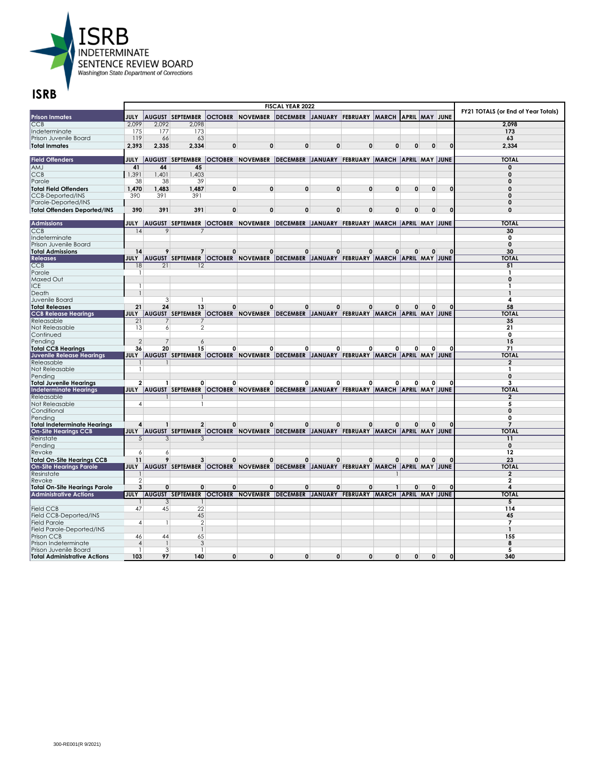# ISRB

INDETERMINATE SENTENCE REVIEW BOARD
Washington State Department of Corrections

## ISRB

| | FISCAL YEAR 2022 | | | | | | | | | | | | FY21 TOTALS (or End of Year Totals) |
|---|---|---|---|---|---|---|---|---|---|---|---|---|---|
| **Prison Inmates** | JULY | AUGUST | SEPTEMBER | OCTOBER | NOVEMBER | DECEMBER | JANUARY | FEBRUARY | MARCH | APRIL | MAY | JUNE | |
| CCB | 2,099 | 2,092 | 2,098 | | | | | | | | | | 2,098 |
| Indeterminate | 175 | 177 | 173 | | | | | | | | | | 173 |
| Prison Juvenile Board | 119 | 66 | 63 | | | | | | | | | | 63 |
| **Total Inmates** | 2,393 | 2,335 | 2,334 | 0 | 0 | 0 | 0 | 0 | 0 | 0 | 0 | 0 | 2,334 |
| **Field Offenders** | JULY | AUGUST | SEPTEMBER | OCTOBER | NOVEMBER | DECEMBER | JANUARY | FEBRUARY | MARCH | APRIL | MAY | JUNE | TOTAL |
| AMJ | 41 | 44 | 45 | | | | | | | | | | 0 |
| CCB | 1,391 | 1,401 | 1,403 | | | | | | | | | | 0 |
| Parole | 38 | 38 | 39 | | | | | | | | | | 0 |
| **Total Field Offenders** | 1,470 | 1,483 | 1,487 | 0 | 0 | 0 | 0 | 0 | 0 | 0 | 0 | 0 | 0 |
| CCB-Deported/INS | 390 | 391 | 391 | | | | | | | | | | 0 |
| Parole-Deported/INS | | | | | | | | | | | | | 0 |
| **Total Offenders Deported/INS** | 390 | 391 | 391 | 0 | 0 | 0 | 0 | 0 | 0 | 0 | 0 | 0 | 0 |
| **Admissions** | JULY | AUGUST | SEPTEMBER | OCTOBER | NOVEMBER | DECEMBER | JANUARY | FEBRUARY | MARCH | APRIL | MAY | JUNE | TOTAL |
| CCB | 14 | 9 | 7 | | | | | | | | | | 30 |
| Indeterminate | | | | | | | | | | | | | 0 |
| Prison Juvenile Board | | | | | | | | | | | | | 0 |
| **Total Admissions** | 14 | 9 | 7 | 0 | 0 | 0 | 0 | 0 | 0 | 0 | 0 | 0 | 30 |
| **Releases** | JULY | AUGUST | SEPTEMBER | OCTOBER | NOVEMBER | DECEMBER | JANUARY | FEBRUARY | MARCH | APRIL | MAY | JUNE | TOTAL |
| CCB | 18 | 21 | 12 | | | | | | | | | | 51 |
| Parole | 1 | | | | | | | | | | | | 1 |
| Maxed Out | | | | | | | | | | | | | 0 |
| ICE | 1 | | | | | | | | | | | | 1 |
| Death | 1 | | | | | | | | | | | | 1 |
| Juvenile Board | | 3 | 1 | | | | | | | | | | 4 |
| **Total Releases** | 21 | 24 | 13 | 0 | 0 | 0 | 0 | 0 | 0 | 0 | 0 | 0 | 58 |
| **CCB Release Hearings** | JULY | AUGUST | SEPTEMBER | OCTOBER | NOVEMBER | DECEMBER | JANUARY | FEBRUARY | MARCH | APRIL | MAY | JUNE | TOTAL |
| Releasable | 21 | 7 | 7 | | | | | | | | | | 35 |
| Not Releasable | 13 | 6 | 2 | | | | | | | | | | 21 |
| Continued | | | | | | | | | | | | | 0 |
| Pending | 2 | 7 | 6 | | | | | | | | | | 15 |
| **Total CCB Hearings** | 36 | 20 | 15 | 0 | 0 | 0 | 0 | 0 | 0 | 0 | 0 | 0 | 71 |
| **Juvenile Release Hearings** | JULY | AUGUST | SEPTEMBER | OCTOBER | NOVEMBER | DECEMBER | JANUARY | FEBRUARY | MARCH | APRIL | MAY | JUNE | TOTAL |
| Releasable | 1 | 1 | | | | | | | | | | | 2 |
| Not Releasable | 1 | | | | | | | | | | | | 1 |
| Pending | | | | | | | | | | | | | 0 |
| **Total Juvenile Hearings** | 2 | 1 | 0 | 0 | 0 | 0 | 0 | 0 | 0 | 0 | 0 | 0 | 3 |
| **Indeterminate Hearings** | JULY | AUGUST | SEPTEMBER | OCTOBER | NOVEMBER | DECEMBER | JANUARY | FEBRUARY | MARCH | APRIL | MAY | JUNE | TOTAL |
| Releasable | | 1 | 1 | | | | | | | | | | 2 |
| Not Releasable | 4 | | 1 | | | | | | | | | | 5 |
| Conditional | | | | | | | | | | | | | 0 |
| Pending | | | | | | | | | | | | | 0 |
| **Total Indeterminate Hearings** | 4 | 1 | 2 | 0 | 0 | 0 | 0 | 0 | 0 | 0 | 0 | 0 | 7 |
| **On-Site Hearings CCB** | JULY | AUGUST | SEPTEMBER | OCTOBER | NOVEMBER | DECEMBER | JANUARY | FEBRUARY | MARCH | APRIL | MAY | JUNE | TOTAL |
| Reinstate | 5 | 3 | 3 | | | | | | | | | | 11 |
| Pending | | | | | | | | | | | | | 0 |
| Revoke | 6 | 6 | | | | | | | | | | | 12 |
| **Total On-Site Hearings CCB** | 11 | 9 | 3 | 0 | 0 | 0 | 0 | 0 | 0 | 0 | 0 | 0 | 23 |
| **On-Site Hearings Parole** | JULY | AUGUST | SEPTEMBER | OCTOBER | NOVEMBER | DECEMBER | JANUARY | FEBRUARY | MARCH | APRIL | MAY | JUNE | TOTAL |
| Reinstate | 1 | | | | | | | | 1 | | | | 2 |
| Revoke | 2 | | | | | | | | | | | | 2 |
| **Total On-Site Hearings Parole** | 3 | 0 | 0 | 0 | 0 | 0 | 0 | 0 | 1 | 0 | 0 | 0 | 4 |
| **Administrative Actions** | JULY | AUGUST | SEPTEMBER | OCTOBER | NOVEMBER | DECEMBER | JANUARY | FEBRUARY | MARCH | APRIL | MAY | JUNE | TOTAL |
| | 1 | 3 | 1 | | | | | | | | | | 5 |
| Field CCB | 47 | 45 | 22 | | | | | | | | | | 114 |
| Field CCB-Deported/INS | | | 45 | | | | | | | | | | 45 |
| Field Parole | 4 | 1 | 2 | | | | | | | | | | 7 |
| Field Parole-Deported/INS | | | 1 | | | | | | | | | | 1 |
| Prison CCB | 46 | 44 | 65 | | | | | | | | | | 155 |
| Prison Indeterminate | 4 | 1 | 3 | | | | | | | | | | 8 |
| Prison Juvenile Board | 1 | 3 | 1 | | | | | | | | | | 5 |
| **Total Administrative Actions** | 103 | 97 | 140 | 0 | 0 | 0 | 0 | 0 | 0 | 0 | 0 | 0 | 340 |

300-RE001(R 9/2021)